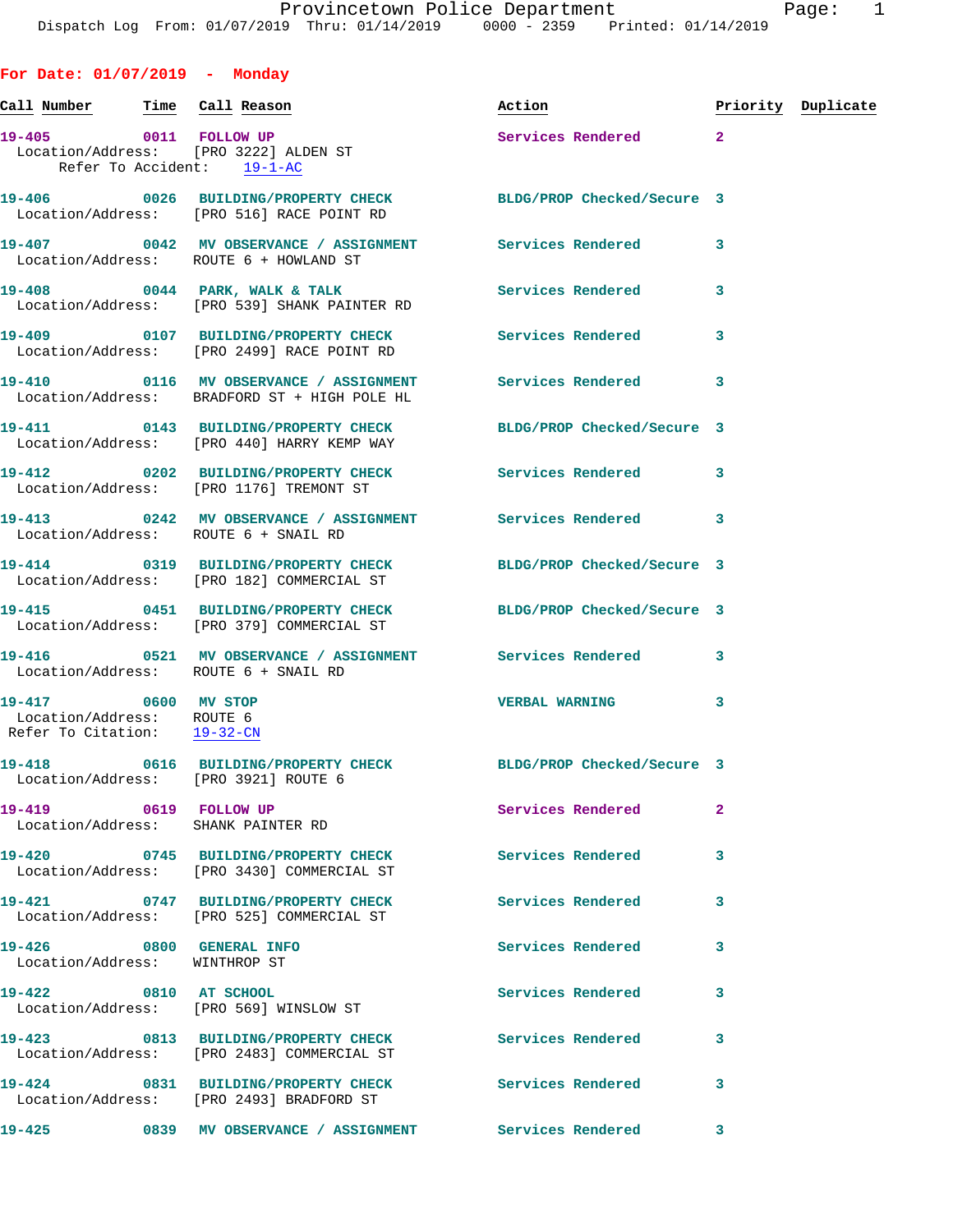Provincetown Police Department
Dispatch Log From: 01/07/2019 Thru: 01/14/2019 0000 - 2359 Printed: 01/14/2019

## For Date: 01/07/2019 - Monday

| Call Number | Time | Call Reason | Action | Priority | Duplicate |
|---|---|---|---|---|---|
| 19-405 | 0011 | FOLLOW UP | Services Rendered | 2 | |
| Location/Address: [PRO 3222] ALDEN ST<br>Refer To Accident: 19-1-AC | | | | | |
| 19-406 | 0026 | BUILDING/PROPERTY CHECK | BLDG/PROP Checked/Secure | 3 | |
| Location/Address: [PRO 516] RACE POINT RD | | | | | |
| 19-407 | 0042 | MV OBSERVANCE / ASSIGNMENT | Services Rendered | 3 | |
| Location/Address: ROUTE 6 + HOWLAND ST | | | | | |
| 19-408 | 0044 | PARK, WALK & TALK | Services Rendered | 3 | |
| Location/Address: [PRO 539] SHANK PAINTER RD | | | | | |
| 19-409 | 0107 | BUILDING/PROPERTY CHECK | Services Rendered | 3 | |
| Location/Address: [PRO 2499] RACE POINT RD | | | | | |
| 19-410 | 0116 | MV OBSERVANCE / ASSIGNMENT | Services Rendered | 3 | |
| Location/Address: BRADFORD ST + HIGH POLE HL | | | | | |
| 19-411 | 0143 | BUILDING/PROPERTY CHECK | BLDG/PROP Checked/Secure | 3 | |
| Location/Address: [PRO 440] HARRY KEMP WAY | | | | | |
| 19-412 | 0202 | BUILDING/PROPERTY CHECK | Services Rendered | 3 | |
| Location/Address: [PRO 1176] TREMONT ST | | | | | |
| 19-413 | 0242 | MV OBSERVANCE / ASSIGNMENT | Services Rendered | 3 | |
| Location/Address: ROUTE 6 + SNAIL RD | | | | | |
| 19-414 | 0319 | BUILDING/PROPERTY CHECK | BLDG/PROP Checked/Secure | 3 | |
| Location/Address: [PRO 182] COMMERCIAL ST | | | | | |
| 19-415 | 0451 | BUILDING/PROPERTY CHECK | BLDG/PROP Checked/Secure | 3 | |
| Location/Address: [PRO 379] COMMERCIAL ST | | | | | |
| 19-416 | 0521 | MV OBSERVANCE / ASSIGNMENT | Services Rendered | 3 | |
| Location/Address: ROUTE 6 + SNAIL RD | | | | | |
| 19-417 | 0600 | MV STOP | VERBAL WARNING | 3 | |
| Location/Address: ROUTE 6<br>Refer To Citation: 19-32-CN | | | | | |
| 19-418 | 0616 | BUILDING/PROPERTY CHECK | BLDG/PROP Checked/Secure | 3 | |
| Location/Address: [PRO 3921] ROUTE 6 | | | | | |
| 19-419 | 0619 | FOLLOW UP | Services Rendered | 2 | |
| Location/Address: SHANK PAINTER RD | | | | | |
| 19-420 | 0745 | BUILDING/PROPERTY CHECK | Services Rendered | 3 | |
| Location/Address: [PRO 3430] COMMERCIAL ST | | | | | |
| 19-421 | 0747 | BUILDING/PROPERTY CHECK | Services Rendered | 3 | |
| Location/Address: [PRO 525] COMMERCIAL ST | | | | | |
| 19-426 | 0800 | GENERAL INFO | Services Rendered | 3 | |
| Location/Address: WINTHROP ST | | | | | |
| 19-422 | 0810 | AT SCHOOL | Services Rendered | 3 | |
| Location/Address: [PRO 569] WINSLOW ST | | | | | |
| 19-423 | 0813 | BUILDING/PROPERTY CHECK | Services Rendered | 3 | |
| Location/Address: [PRO 2483] COMMERCIAL ST | | | | | |
| 19-424 | 0831 | BUILDING/PROPERTY CHECK | Services Rendered | 3 | |
| Location/Address: [PRO 2493] BRADFORD ST | | | | | |
| 19-425 | 0839 | MV OBSERVANCE / ASSIGNMENT | Services Rendered | 3 | |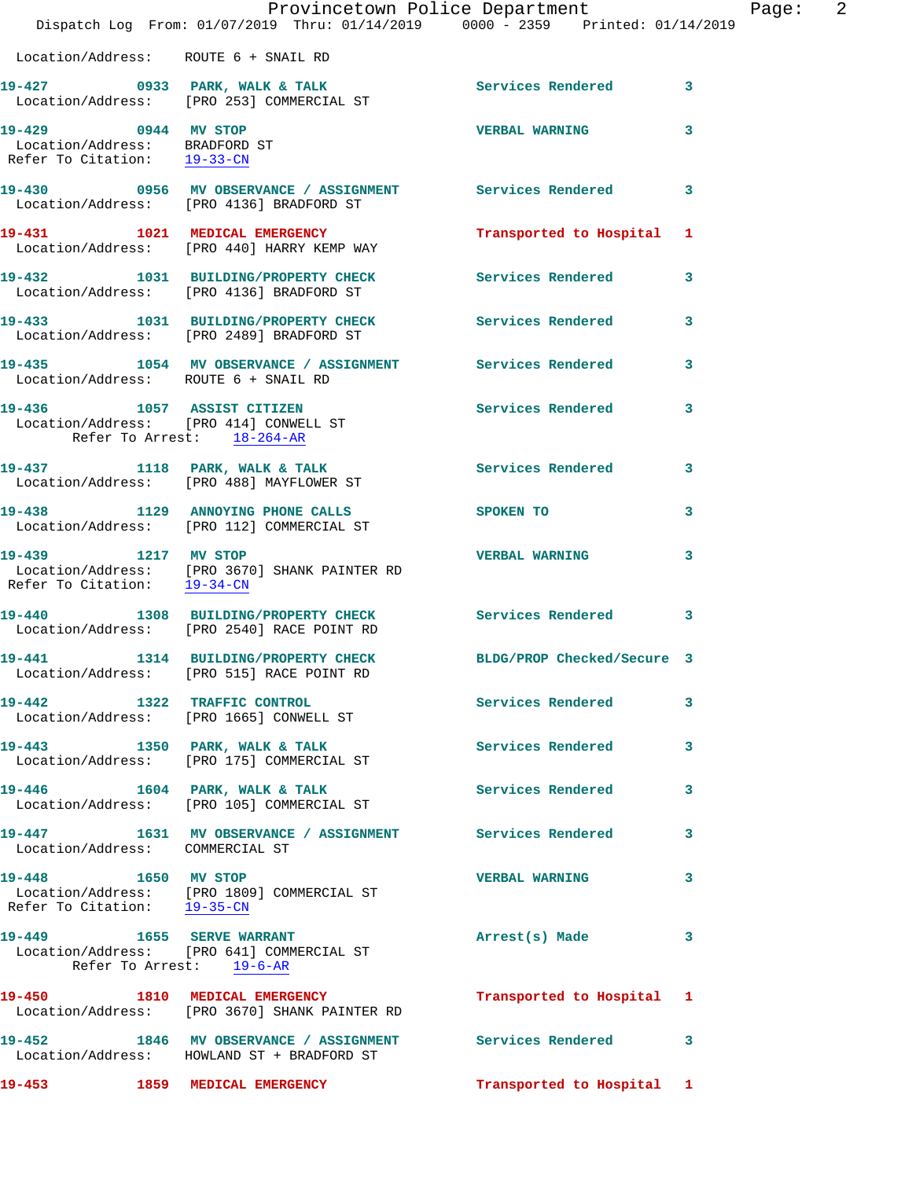Location/Address: ROUTE 6 + SNAIL RD

**19-427** 0933 **PARK, WALK & TALK** Services Rendered 3
Location/Address: [PRO 253] COMMERCIAL ST

**19-429** 0944 **MV STOP** VERBAL WARNING 3
Location/Address: BRADFORD ST
Refer To Citation: 19-33-CN

**19-430** 0956 **MV OBSERVANCE / ASSIGNMENT** Services Rendered 3
Location/Address: [PRO 4136] BRADFORD ST

**19-431** 1021 **MEDICAL EMERGENCY** Transported to Hospital 1
Location/Address: [PRO 440] HARRY KEMP WAY

**19-432** 1031 **BUILDING/PROPERTY CHECK** Services Rendered 3
Location/Address: [PRO 4136] BRADFORD ST

**19-433** 1031 **BUILDING/PROPERTY CHECK** Services Rendered 3
Location/Address: [PRO 2489] BRADFORD ST

**19-435** 1054 **MV OBSERVANCE / ASSIGNMENT** Services Rendered 3
Location/Address: ROUTE 6 + SNAIL RD

**19-436** 1057 **ASSIST CITIZEN** Services Rendered 3
Location/Address: [PRO 414] CONWELL ST
Refer To Arrest: 18-264-AR

**19-437** 1118 **PARK, WALK & TALK** Services Rendered 3
Location/Address: [PRO 488] MAYFLOWER ST

**19-438** 1129 **ANNOYING PHONE CALLS** SPOKEN TO 3
Location/Address: [PRO 112] COMMERCIAL ST

**19-439** 1217 **MV STOP** VERBAL WARNING 3
Location/Address: [PRO 3670] SHANK PAINTER RD
Refer To Citation: 19-34-CN

**19-440** 1308 **BUILDING/PROPERTY CHECK** Services Rendered 3
Location/Address: [PRO 2540] RACE POINT RD

**19-441** 1314 **BUILDING/PROPERTY CHECK** BLDG/PROP Checked/Secure 3
Location/Address: [PRO 515] RACE POINT RD

**19-442** 1322 **TRAFFIC CONTROL** Services Rendered 3
Location/Address: [PRO 1665] CONWELL ST

**19-443** 1350 **PARK, WALK & TALK** Services Rendered 3
Location/Address: [PRO 175] COMMERCIAL ST

**19-446** 1604 **PARK, WALK & TALK** Services Rendered 3
Location/Address: [PRO 105] COMMERCIAL ST

**19-447** 1631 **MV OBSERVANCE / ASSIGNMENT** Services Rendered 3
Location/Address: COMMERCIAL ST

**19-448** 1650 **MV STOP** VERBAL WARNING 3
Location/Address: [PRO 1809] COMMERCIAL ST
Refer To Citation: 19-35-CN

**19-449** 1655 **SERVE WARRANT** Arrest(s) Made 3
Location/Address: [PRO 641] COMMERCIAL ST
Refer To Arrest: 19-6-AR

**19-450** 1810 **MEDICAL EMERGENCY** Transported to Hospital 1
Location/Address: [PRO 3670] SHANK PAINTER RD

**19-452** 1846 **MV OBSERVANCE / ASSIGNMENT** Services Rendered 3
Location/Address: HOWLAND ST + BRADFORD ST

**19-453** 1859 **MEDICAL EMERGENCY** Transported to Hospital 1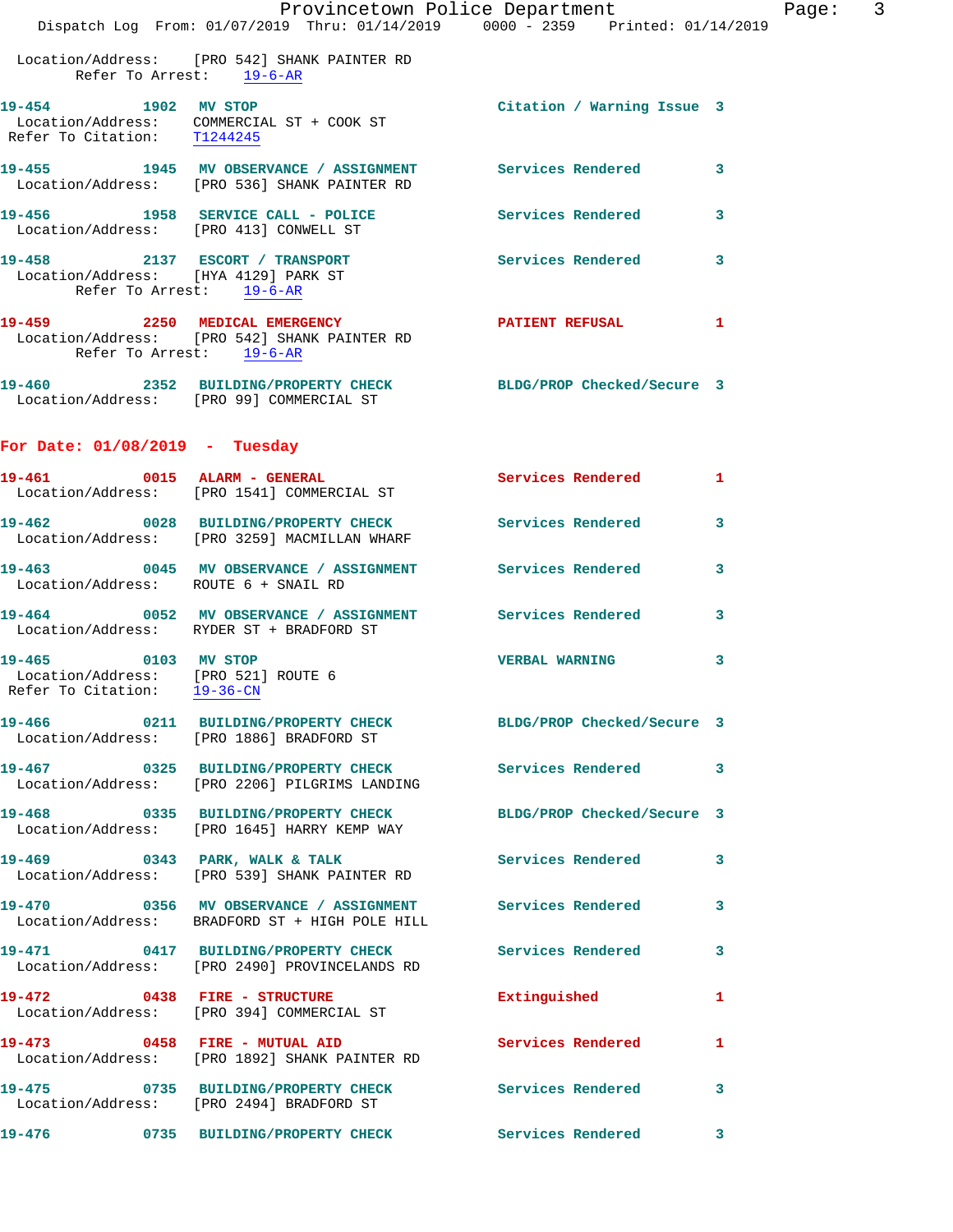Location/Address: [PRO 542] SHANK PAINTER RD
Refer To Arrest: 19-6-AR

**19-454** 1902 **MV STOP** Citation / Warning Issue 3
Location/Address: COMMERCIAL ST + COOK ST
Refer To Citation: T1244245

**19-455** 1945 **MV OBSERVANCE / ASSIGNMENT** Services Rendered 3
Location/Address: [PRO 536] SHANK PAINTER RD

**19-456** 1958 **SERVICE CALL - POLICE** Services Rendered 3
Location/Address: [PRO 413] CONWELL ST

**19-458** 2137 **ESCORT / TRANSPORT** Services Rendered 3
Location/Address: [HYA 4129] PARK ST
Refer To Arrest: 19-6-AR

**19-459** 2250 **MEDICAL EMERGENCY** PATIENT REFUSAL 1
Location/Address: [PRO 542] SHANK PAINTER RD
Refer To Arrest: 19-6-AR

**19-460** 2352 **BUILDING/PROPERTY CHECK** BLDG/PROP Checked/Secure 3
Location/Address: [PRO 99] COMMERCIAL ST

## For Date: 01/08/2019 - Tuesday

**19-461** 0015 **ALARM - GENERAL** Services Rendered 1
Location/Address: [PRO 1541] COMMERCIAL ST

**19-462** 0028 **BUILDING/PROPERTY CHECK** Services Rendered 3
Location/Address: [PRO 3259] MACMILLAN WHARF

**19-463** 0045 **MV OBSERVANCE / ASSIGNMENT** Services Rendered 3
Location/Address: ROUTE 6 + SNAIL RD

**19-464** 0052 **MV OBSERVANCE / ASSIGNMENT** Services Rendered 3
Location/Address: RYDER ST + BRADFORD ST

**19-465** 0103 **MV STOP** VERBAL WARNING 3
Location/Address: [PRO 521] ROUTE 6
Refer To Citation: 19-36-CN

**19-466** 0211 **BUILDING/PROPERTY CHECK** BLDG/PROP Checked/Secure 3
Location/Address: [PRO 1886] BRADFORD ST

**19-467** 0325 **BUILDING/PROPERTY CHECK** Services Rendered 3
Location/Address: [PRO 2206] PILGRIMS LANDING

**19-468** 0335 **BUILDING/PROPERTY CHECK** BLDG/PROP Checked/Secure 3
Location/Address: [PRO 1645] HARRY KEMP WAY

**19-469** 0343 **PARK, WALK & TALK** Services Rendered 3
Location/Address: [PRO 539] SHANK PAINTER RD

**19-470** 0356 **MV OBSERVANCE / ASSIGNMENT** Services Rendered 3
Location/Address: BRADFORD ST + HIGH POLE HILL

**19-471** 0417 **BUILDING/PROPERTY CHECK** Services Rendered 3
Location/Address: [PRO 2490] PROVINCELANDS RD

**19-472** 0438 **FIRE - STRUCTURE** Extinguished 1
Location/Address: [PRO 394] COMMERCIAL ST

**19-473** 0458 **FIRE - MUTUAL AID** Services Rendered 1
Location/Address: [PRO 1892] SHANK PAINTER RD

**19-475** 0735 **BUILDING/PROPERTY CHECK** Services Rendered 3
Location/Address: [PRO 2494] BRADFORD ST

**19-476** 0735 **BUILDING/PROPERTY CHECK** Services Rendered 3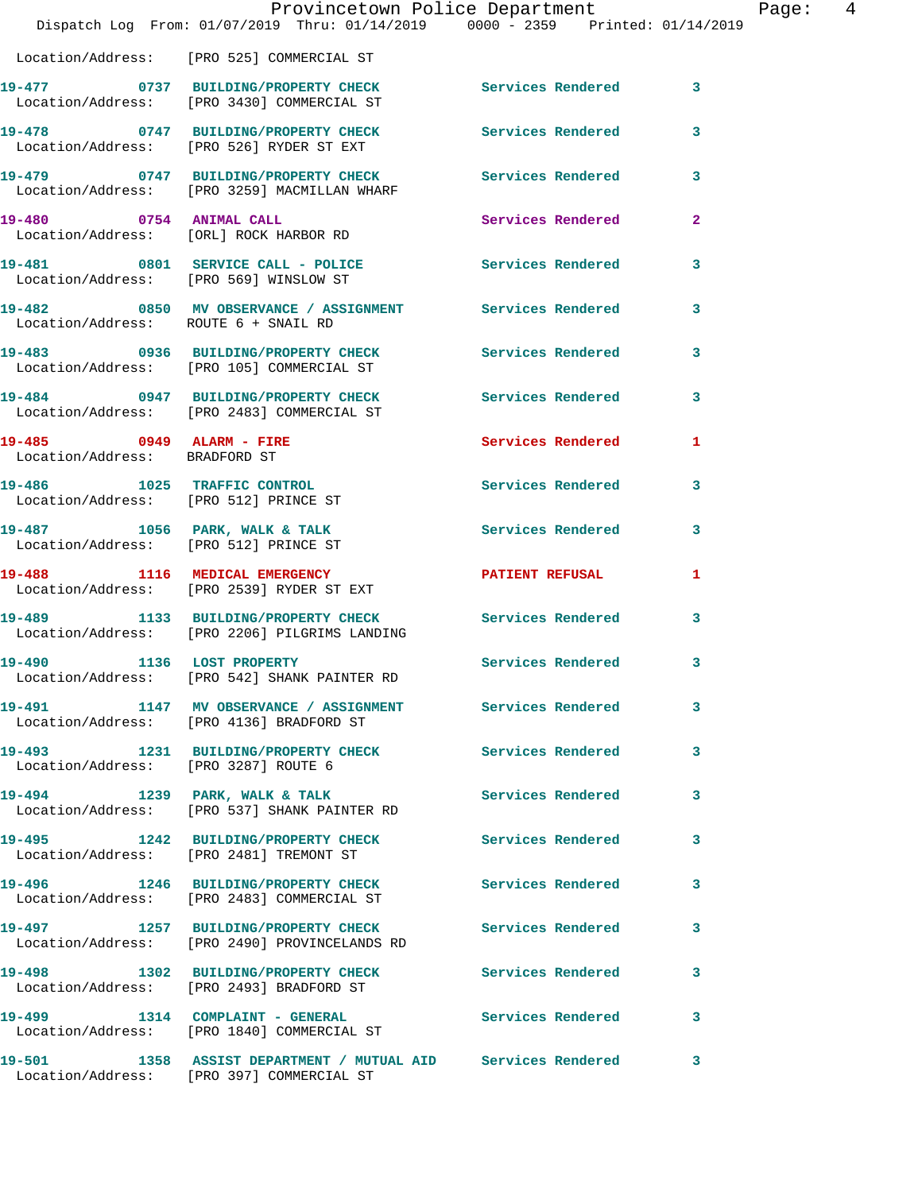Location/Address: [PRO 525] COMMERCIAL ST

**19-477** 0737 **BUILDING/PROPERTY CHECK** Services Rendered 3
Location/Address: [PRO 3430] COMMERCIAL ST

**19-478** 0747 **BUILDING/PROPERTY CHECK** Services Rendered 3
Location/Address: [PRO 526] RYDER ST EXT

**19-479** 0747 **BUILDING/PROPERTY CHECK** Services Rendered 3
Location/Address: [PRO 3259] MACMILLAN WHARF

**19-480** 0754 **ANIMAL CALL** Services Rendered 2
Location/Address: [ORL] ROCK HARBOR RD

**19-481** 0801 **SERVICE CALL - POLICE** Services Rendered 3
Location/Address: [PRO 569] WINSLOW ST

**19-482** 0850 **MV OBSERVANCE / ASSIGNMENT** Services Rendered 3
Location/Address: ROUTE 6 + SNAIL RD

**19-483** 0936 **BUILDING/PROPERTY CHECK** Services Rendered 3
Location/Address: [PRO 105] COMMERCIAL ST

**19-484** 0947 **BUILDING/PROPERTY CHECK** Services Rendered 3
Location/Address: [PRO 2483] COMMERCIAL ST

**19-485** 0949 **ALARM - FIRE** Services Rendered 1
Location/Address: BRADFORD ST

**19-486** 1025 **TRAFFIC CONTROL** Services Rendered 3
Location/Address: [PRO 512] PRINCE ST

**19-487** 1056 **PARK, WALK & TALK** Services Rendered 3
Location/Address: [PRO 512] PRINCE ST

**19-488** 1116 **MEDICAL EMERGENCY** PATIENT REFUSAL 1
Location/Address: [PRO 2539] RYDER ST EXT

**19-489** 1133 **BUILDING/PROPERTY CHECK** Services Rendered 3
Location/Address: [PRO 2206] PILGRIMS LANDING

**19-490** 1136 **LOST PROPERTY** Services Rendered 3
Location/Address: [PRO 542] SHANK PAINTER RD

**19-491** 1147 **MV OBSERVANCE / ASSIGNMENT** Services Rendered 3
Location/Address: [PRO 4136] BRADFORD ST

**19-493** 1231 **BUILDING/PROPERTY CHECK** Services Rendered 3
Location/Address: [PRO 3287] ROUTE 6

**19-494** 1239 **PARK, WALK & TALK** Services Rendered 3
Location/Address: [PRO 537] SHANK PAINTER RD

**19-495** 1242 **BUILDING/PROPERTY CHECK** Services Rendered 3
Location/Address: [PRO 2481] TREMONT ST

**19-496** 1246 **BUILDING/PROPERTY CHECK** Services Rendered 3
Location/Address: [PRO 2483] COMMERCIAL ST

**19-497** 1257 **BUILDING/PROPERTY CHECK** Services Rendered 3
Location/Address: [PRO 2490] PROVINCELANDS RD

**19-498** 1302 **BUILDING/PROPERTY CHECK** Services Rendered 3
Location/Address: [PRO 2493] BRADFORD ST

**19-499** 1314 **COMPLAINT - GENERAL** Services Rendered 3
Location/Address: [PRO 1840] COMMERCIAL ST

**19-501** 1358 **ASSIST DEPARTMENT / MUTUAL AID** Services Rendered 3
Location/Address: [PRO 397] COMMERCIAL ST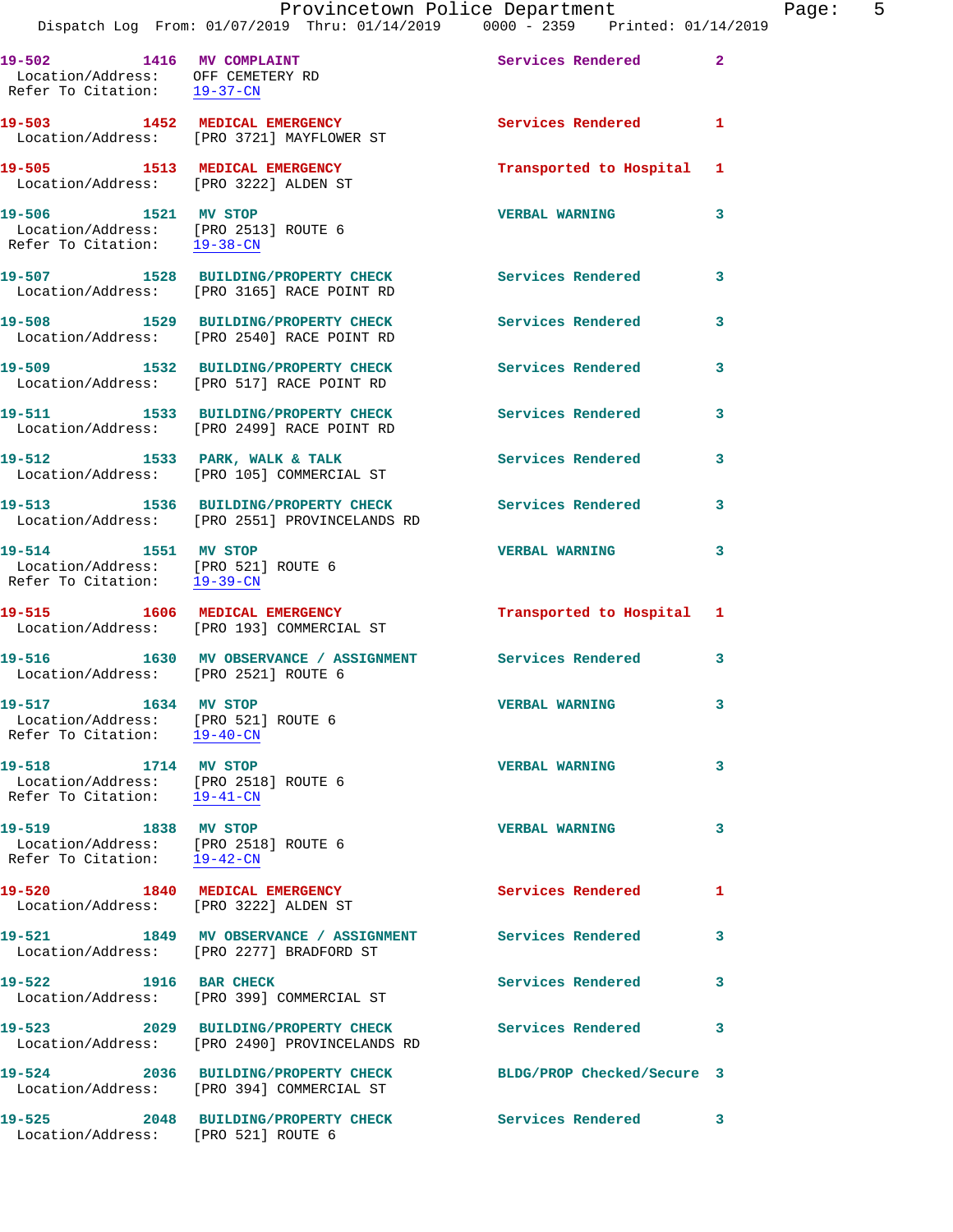19-502 1416 MV COMPLAINT Services Rendered 2
Location/Address: OFF CEMETERY RD
Refer To Citation: 19-37-CN

19-503 1452 MEDICAL EMERGENCY Services Rendered 1
Location/Address: [PRO 3721] MAYFLOWER ST

19-505 1513 MEDICAL EMERGENCY Transported to Hospital 1
Location/Address: [PRO 3222] ALDEN ST

19-506 1521 MV STOP VERBAL WARNING 3
Location/Address: [PRO 2513] ROUTE 6
Refer To Citation: 19-38-CN

19-507 1528 BUILDING/PROPERTY CHECK Services Rendered 3
Location/Address: [PRO 3165] RACE POINT RD

19-508 1529 BUILDING/PROPERTY CHECK Services Rendered 3
Location/Address: [PRO 2540] RACE POINT RD

19-509 1532 BUILDING/PROPERTY CHECK Services Rendered 3
Location/Address: [PRO 517] RACE POINT RD

19-511 1533 BUILDING/PROPERTY CHECK Services Rendered 3
Location/Address: [PRO 2499] RACE POINT RD

19-512 1533 PARK, WALK & TALK Services Rendered 3
Location/Address: [PRO 105] COMMERCIAL ST

19-513 1536 BUILDING/PROPERTY CHECK Services Rendered 3
Location/Address: [PRO 2551] PROVINCELANDS RD

19-514 1551 MV STOP VERBAL WARNING 3
Location/Address: [PRO 521] ROUTE 6
Refer To Citation: 19-39-CN

19-515 1606 MEDICAL EMERGENCY Transported to Hospital 1
Location/Address: [PRO 193] COMMERCIAL ST

19-516 1630 MV OBSERVANCE / ASSIGNMENT Services Rendered 3
Location/Address: [PRO 2521] ROUTE 6

19-517 1634 MV STOP VERBAL WARNING 3
Location/Address: [PRO 521] ROUTE 6
Refer To Citation: 19-40-CN

19-518 1714 MV STOP VERBAL WARNING 3
Location/Address: [PRO 2518] ROUTE 6
Refer To Citation: 19-41-CN

19-519 1838 MV STOP VERBAL WARNING 3
Location/Address: [PRO 2518] ROUTE 6
Refer To Citation: 19-42-CN

19-520 1840 MEDICAL EMERGENCY Services Rendered 1
Location/Address: [PRO 3222] ALDEN ST

19-521 1849 MV OBSERVANCE / ASSIGNMENT Services Rendered 3
Location/Address: [PRO 2277] BRADFORD ST

19-522 1916 BAR CHECK Services Rendered 3
Location/Address: [PRO 399] COMMERCIAL ST

19-523 2029 BUILDING/PROPERTY CHECK Services Rendered 3
Location/Address: [PRO 2490] PROVINCELANDS RD

19-524 2036 BUILDING/PROPERTY CHECK BLDG/PROP Checked/Secure 3
Location/Address: [PRO 394] COMMERCIAL ST

19-525 2048 BUILDING/PROPERTY CHECK Services Rendered 3
Location/Address: [PRO 521] ROUTE 6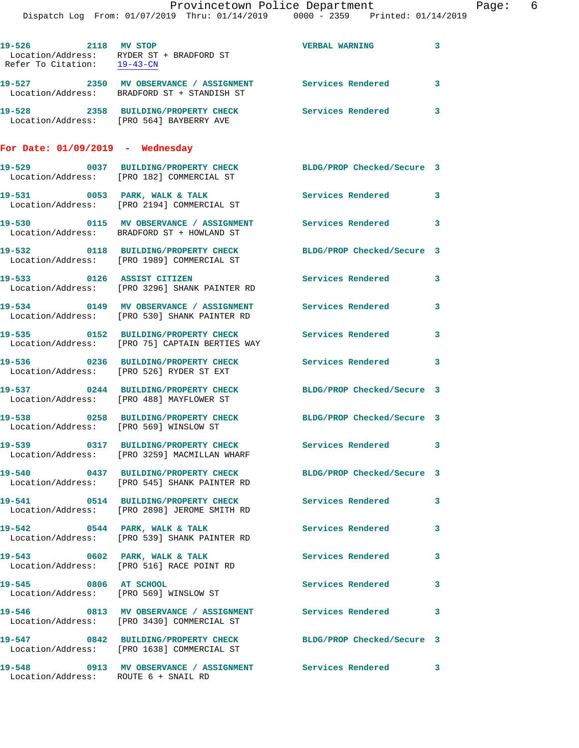**19-526** 2118 **MV STOP** **VERBAL WARNING** 3
Location/Address: RYDER ST + BRADFORD ST
Refer To Citation: 19-43-CN

**19-527** 2350 **MV OBSERVANCE / ASSIGNMENT** **Services Rendered** 3
Location/Address: BRADFORD ST + STANDISH ST

**19-528** 2358 **BUILDING/PROPERTY CHECK** **Services Rendered** 3
Location/Address: [PRO 564] BAYBERRY AVE

## For Date: 01/09/2019 - Wednesday

**19-529** 0037 **BUILDING/PROPERTY CHECK** **BLDG/PROP Checked/Secure** 3
Location/Address: [PRO 182] COMMERCIAL ST

**19-531** 0053 **PARK, WALK & TALK** **Services Rendered** 3
Location/Address: [PRO 2194] COMMERCIAL ST

**19-530** 0115 **MV OBSERVANCE / ASSIGNMENT** **Services Rendered** 3
Location/Address: BRADFORD ST + HOWLAND ST

**19-532** 0118 **BUILDING/PROPERTY CHECK** **BLDG/PROP Checked/Secure** 3
Location/Address: [PRO 1989] COMMERCIAL ST

**19-533** 0126 **ASSIST CITIZEN** **Services Rendered** 3
Location/Address: [PRO 3296] SHANK PAINTER RD

**19-534** 0149 **MV OBSERVANCE / ASSIGNMENT** **Services Rendered** 3
Location/Address: [PRO 530] SHANK PAINTER RD

**19-535** 0152 **BUILDING/PROPERTY CHECK** **Services Rendered** 3
Location/Address: [PRO 75] CAPTAIN BERTIES WAY

**19-536** 0236 **BUILDING/PROPERTY CHECK** **Services Rendered** 3
Location/Address: [PRO 526] RYDER ST EXT

**19-537** 0244 **BUILDING/PROPERTY CHECK** **BLDG/PROP Checked/Secure** 3
Location/Address: [PRO 488] MAYFLOWER ST

**19-538** 0258 **BUILDING/PROPERTY CHECK** **BLDG/PROP Checked/Secure** 3
Location/Address: [PRO 569] WINSLOW ST

**19-539** 0317 **BUILDING/PROPERTY CHECK** **Services Rendered** 3
Location/Address: [PRO 3259] MACMILLAN WHARF

**19-540** 0437 **BUILDING/PROPERTY CHECK** **BLDG/PROP Checked/Secure** 3
Location/Address: [PRO 545] SHANK PAINTER RD

**19-541** 0514 **BUILDING/PROPERTY CHECK** **Services Rendered** 3
Location/Address: [PRO 2898] JEROME SMITH RD

**19-542** 0544 **PARK, WALK & TALK** **Services Rendered** 3
Location/Address: [PRO 539] SHANK PAINTER RD

**19-543** 0602 **PARK, WALK & TALK** **Services Rendered** 3
Location/Address: [PRO 516] RACE POINT RD

**19-545** 0806 **AT SCHOOL** **Services Rendered** 3
Location/Address: [PRO 569] WINSLOW ST

**19-546** 0813 **MV OBSERVANCE / ASSIGNMENT** **Services Rendered** 3
Location/Address: [PRO 3430] COMMERCIAL ST

**19-547** 0842 **BUILDING/PROPERTY CHECK** **BLDG/PROP Checked/Secure** 3
Location/Address: [PRO 1638] COMMERCIAL ST

**19-548** 0913 **MV OBSERVANCE / ASSIGNMENT** **Services Rendered** 3
Location/Address: ROUTE 6 + SNAIL RD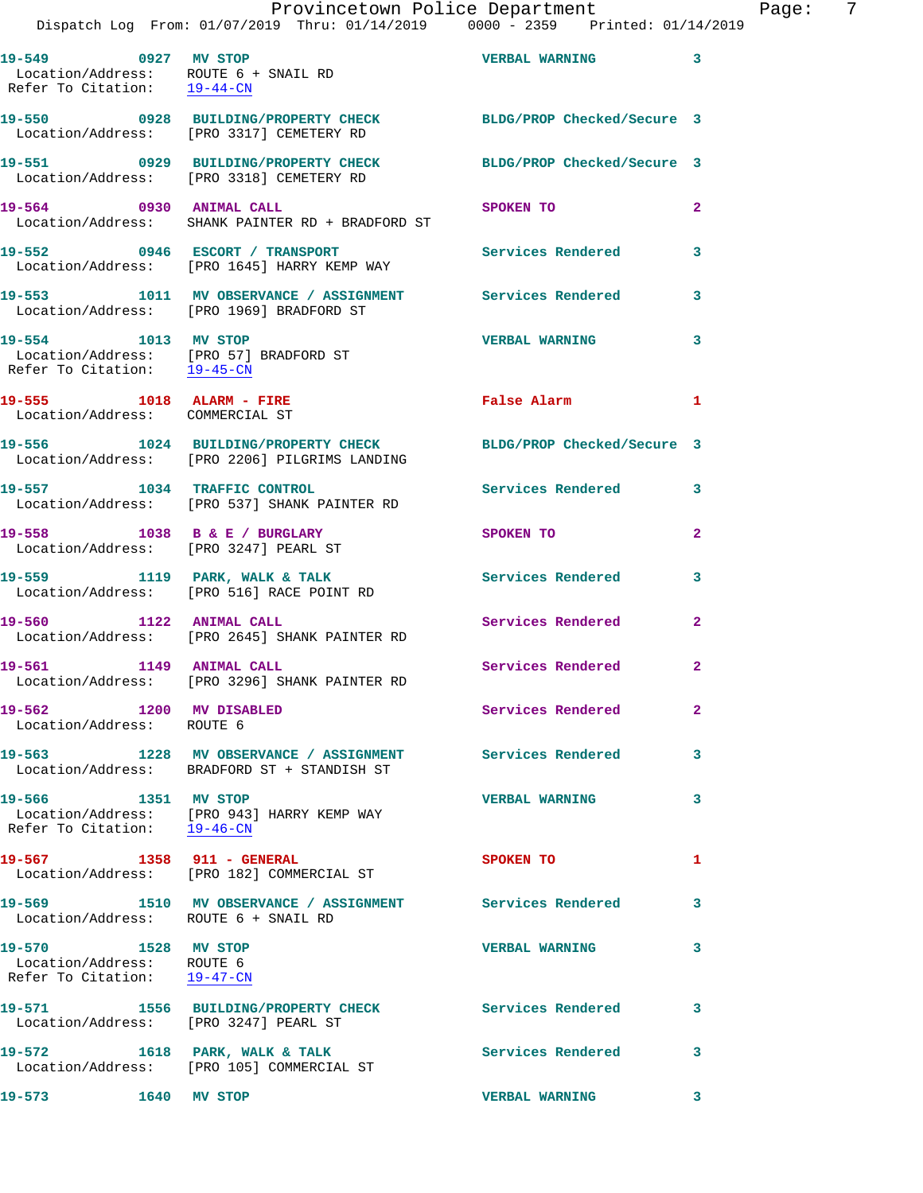19-549 0927 MV STOP VERBAL WARNING 3
Location/Address: ROUTE 6 + SNAIL RD
Refer To Citation: 19-44-CN

19-550 0928 BUILDING/PROPERTY CHECK BLDG/PROP Checked/Secure 3
Location/Address: [PRO 3317] CEMETERY RD

19-551 0929 BUILDING/PROPERTY CHECK BLDG/PROP Checked/Secure 3
Location/Address: [PRO 3318] CEMETERY RD

19-564 0930 ANIMAL CALL SPOKEN TO 2
Location/Address: SHANK PAINTER RD + BRADFORD ST

19-552 0946 ESCORT / TRANSPORT Services Rendered 3
Location/Address: [PRO 1645] HARRY KEMP WAY

19-553 1011 MV OBSERVANCE / ASSIGNMENT Services Rendered 3
Location/Address: [PRO 1969] BRADFORD ST

19-554 1013 MV STOP VERBAL WARNING 3
Location/Address: [PRO 57] BRADFORD ST
Refer To Citation: 19-45-CN

19-555 1018 ALARM - FIRE False Alarm 1
Location/Address: COMMERCIAL ST

19-556 1024 BUILDING/PROPERTY CHECK BLDG/PROP Checked/Secure 3
Location/Address: [PRO 2206] PILGRIMS LANDING

19-557 1034 TRAFFIC CONTROL Services Rendered 3
Location/Address: [PRO 537] SHANK PAINTER RD

19-558 1038 B & E / BURGLARY SPOKEN TO 2
Location/Address: [PRO 3247] PEARL ST

19-559 1119 PARK, WALK & TALK Services Rendered 3
Location/Address: [PRO 516] RACE POINT RD

19-560 1122 ANIMAL CALL Services Rendered 2
Location/Address: [PRO 2645] SHANK PAINTER RD

19-561 1149 ANIMAL CALL Services Rendered 2
Location/Address: [PRO 3296] SHANK PAINTER RD

19-562 1200 MV DISABLED Services Rendered 2
Location/Address: ROUTE 6

19-563 1228 MV OBSERVANCE / ASSIGNMENT Services Rendered 3
Location/Address: BRADFORD ST + STANDISH ST

19-566 1351 MV STOP VERBAL WARNING 3
Location/Address: [PRO 943] HARRY KEMP WAY
Refer To Citation: 19-46-CN

19-567 1358 911 - GENERAL SPOKEN TO 1
Location/Address: [PRO 182] COMMERCIAL ST

19-569 1510 MV OBSERVANCE / ASSIGNMENT Services Rendered 3
Location/Address: ROUTE 6 + SNAIL RD

19-570 1528 MV STOP VERBAL WARNING 3
Location/Address: ROUTE 6
Refer To Citation: 19-47-CN

19-571 1556 BUILDING/PROPERTY CHECK Services Rendered 3
Location/Address: [PRO 3247] PEARL ST

19-572 1618 PARK, WALK & TALK Services Rendered 3
Location/Address: [PRO 105] COMMERCIAL ST

19-573 1640 MV STOP VERBAL WARNING 3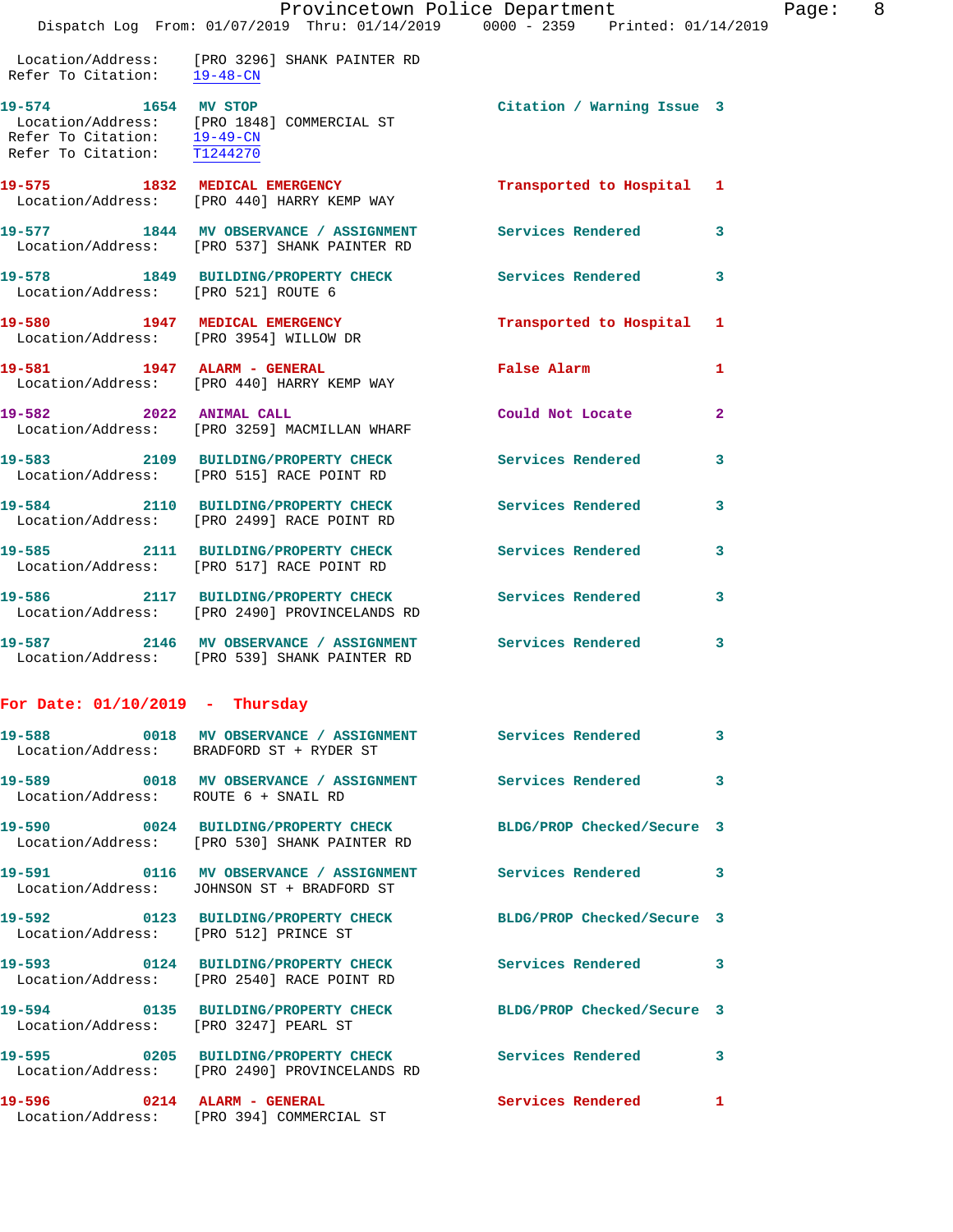Location/Address: [PRO 3296] SHANK PAINTER RD
Refer To Citation: 19-48-CN

**19-574** 1654 **MV STOP** Citation / Warning Issue 3
Location/Address: [PRO 1848] COMMERCIAL ST
Refer To Citation: 19-49-CN
Refer To Citation: T1244270

**19-575** 1832 **MEDICAL EMERGENCY** Transported to Hospital 1
Location/Address: [PRO 440] HARRY KEMP WAY

**19-577** 1844 **MV OBSERVANCE / ASSIGNMENT** Services Rendered 3
Location/Address: [PRO 537] SHANK PAINTER RD

**19-578** 1849 **BUILDING/PROPERTY CHECK** Services Rendered 3
Location/Address: [PRO 521] ROUTE 6

**19-580** 1947 **MEDICAL EMERGENCY** Transported to Hospital 1
Location/Address: [PRO 3954] WILLOW DR

**19-581** 1947 **ALARM - GENERAL** False Alarm 1
Location/Address: [PRO 440] HARRY KEMP WAY

**19-582** 2022 **ANIMAL CALL** Could Not Locate 2
Location/Address: [PRO 3259] MACMILLAN WHARF

**19-583** 2109 **BUILDING/PROPERTY CHECK** Services Rendered 3
Location/Address: [PRO 515] RACE POINT RD

**19-584** 2110 **BUILDING/PROPERTY CHECK** Services Rendered 3
Location/Address: [PRO 2499] RACE POINT RD

**19-585** 2111 **BUILDING/PROPERTY CHECK** Services Rendered 3
Location/Address: [PRO 517] RACE POINT RD

**19-586** 2117 **BUILDING/PROPERTY CHECK** Services Rendered 3
Location/Address: [PRO 2490] PROVINCELANDS RD

**19-587** 2146 **MV OBSERVANCE / ASSIGNMENT** Services Rendered 3
Location/Address: [PRO 539] SHANK PAINTER RD

## For Date: 01/10/2019 - Thursday

**19-588** 0018 **MV OBSERVANCE / ASSIGNMENT** Services Rendered 3
Location/Address: BRADFORD ST + RYDER ST

**19-589** 0018 **MV OBSERVANCE / ASSIGNMENT** Services Rendered 3
Location/Address: ROUTE 6 + SNAIL RD

**19-590** 0024 **BUILDING/PROPERTY CHECK** BLDG/PROP Checked/Secure 3
Location/Address: [PRO 530] SHANK PAINTER RD

**19-591** 0116 **MV OBSERVANCE / ASSIGNMENT** Services Rendered 3
Location/Address: JOHNSON ST + BRADFORD ST

**19-592** 0123 **BUILDING/PROPERTY CHECK** BLDG/PROP Checked/Secure 3
Location/Address: [PRO 512] PRINCE ST

**19-593** 0124 **BUILDING/PROPERTY CHECK** Services Rendered 3
Location/Address: [PRO 2540] RACE POINT RD

**19-594** 0135 **BUILDING/PROPERTY CHECK** BLDG/PROP Checked/Secure 3
Location/Address: [PRO 3247] PEARL ST

**19-595** 0205 **BUILDING/PROPERTY CHECK** Services Rendered 3
Location/Address: [PRO 2490] PROVINCELANDS RD

**19-596** 0214 **ALARM - GENERAL** Services Rendered 1
Location/Address: [PRO 394] COMMERCIAL ST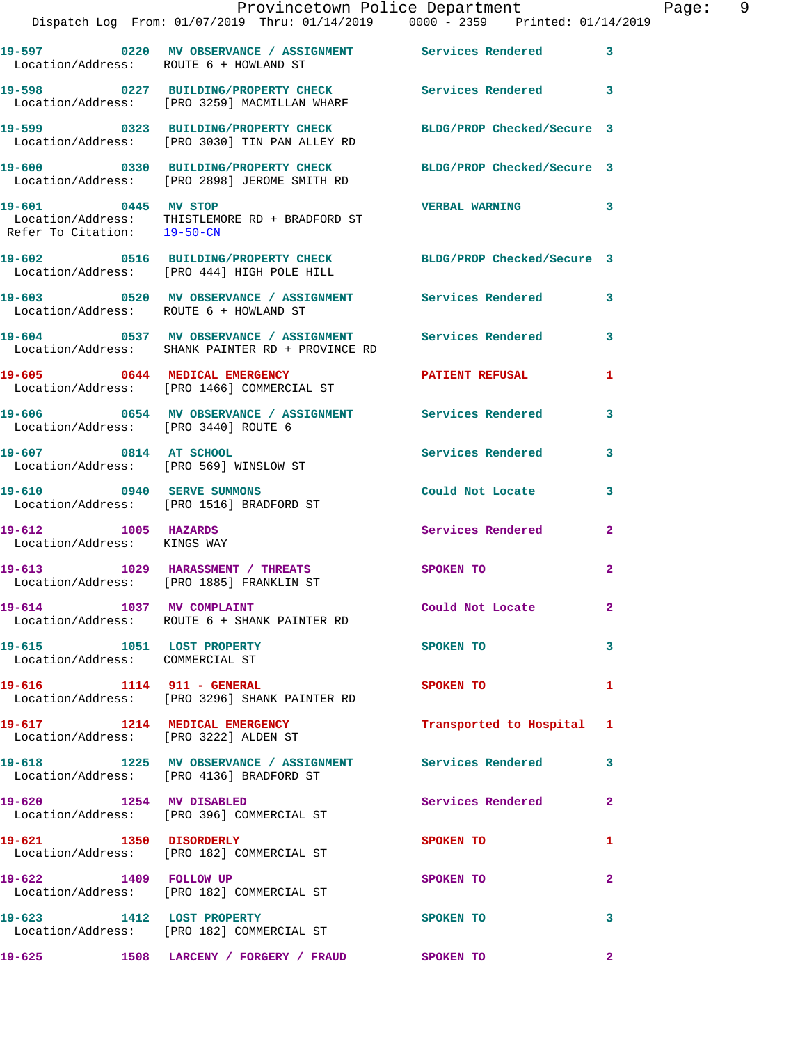19-597 0220 MV OBSERVANCE / ASSIGNMENT Services Rendered 3
Location/Address: ROUTE 6 + HOWLAND ST

19-598 0227 BUILDING/PROPERTY CHECK Services Rendered 3
Location/Address: [PRO 3259] MACMILLAN WHARF

19-599 0323 BUILDING/PROPERTY CHECK BLDG/PROP Checked/Secure 3
Location/Address: [PRO 3030] TIN PAN ALLEY RD

19-600 0330 BUILDING/PROPERTY CHECK BLDG/PROP Checked/Secure 3
Location/Address: [PRO 2898] JEROME SMITH RD

19-601 0445 MV STOP VERBAL WARNING 3
Location/Address: THISTLEMORE RD + BRADFORD ST
Refer To Citation: 19-50-CN

19-602 0516 BUILDING/PROPERTY CHECK BLDG/PROP Checked/Secure 3
Location/Address: [PRO 444] HIGH POLE HILL

19-603 0520 MV OBSERVANCE / ASSIGNMENT Services Rendered 3
Location/Address: ROUTE 6 + HOWLAND ST

19-604 0537 MV OBSERVANCE / ASSIGNMENT Services Rendered 3
Location/Address: SHANK PAINTER RD + PROVINCE RD

19-605 0644 MEDICAL EMERGENCY PATIENT REFUSAL 1
Location/Address: [PRO 1466] COMMERCIAL ST

19-606 0654 MV OBSERVANCE / ASSIGNMENT Services Rendered 3
Location/Address: [PRO 3440] ROUTE 6

19-607 0814 AT SCHOOL Services Rendered 3
Location/Address: [PRO 569] WINSLOW ST

19-610 0940 SERVE SUMMONS Could Not Locate 3
Location/Address: [PRO 1516] BRADFORD ST

19-612 1005 HAZARDS Services Rendered 2
Location/Address: KINGS WAY

19-613 1029 HARASSMENT / THREATS SPOKEN TO 2
Location/Address: [PRO 1885] FRANKLIN ST

19-614 1037 MV COMPLAINT Could Not Locate 2
Location/Address: ROUTE 6 + SHANK PAINTER RD

19-615 1051 LOST PROPERTY SPOKEN TO 3
Location/Address: COMMERCIAL ST

19-616 1114 911 - GENERAL SPOKEN TO 1
Location/Address: [PRO 3296] SHANK PAINTER RD

19-617 1214 MEDICAL EMERGENCY Transported to Hospital 1
Location/Address: [PRO 3222] ALDEN ST

19-618 1225 MV OBSERVANCE / ASSIGNMENT Services Rendered 3
Location/Address: [PRO 4136] BRADFORD ST

19-620 1254 MV DISABLED Services Rendered 2
Location/Address: [PRO 396] COMMERCIAL ST

19-621 1350 DISORDERLY SPOKEN TO 1
Location/Address: [PRO 182] COMMERCIAL ST

19-622 1409 FOLLOW UP SPOKEN TO 2
Location/Address: [PRO 182] COMMERCIAL ST

19-623 1412 LOST PROPERTY SPOKEN TO 3
Location/Address: [PRO 182] COMMERCIAL ST

19-625 1508 LARCENY / FORGERY / FRAUD SPOKEN TO 2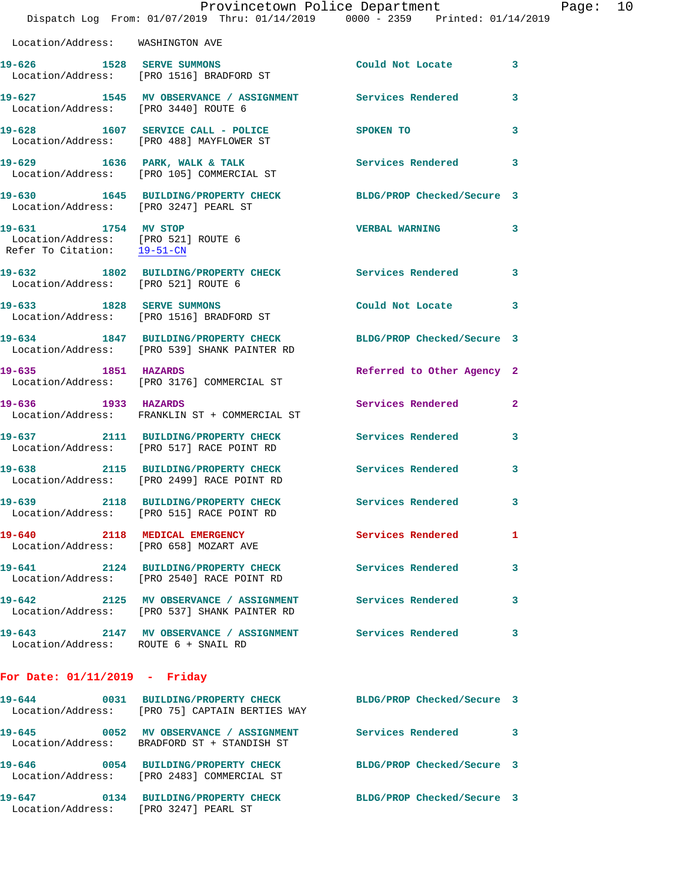Location/Address: WASHINGTON AVE

**19-626** 1528 **SERVE SUMMONS** Could Not Locate 3
Location/Address: [PRO 1516] BRADFORD ST

**19-627** 1545 **MV OBSERVANCE / ASSIGNMENT** Services Rendered 3
Location/Address: [PRO 3440] ROUTE 6

**19-628** 1607 **SERVICE CALL - POLICE** SPOKEN TO 3
Location/Address: [PRO 488] MAYFLOWER ST

**19-629** 1636 **PARK, WALK & TALK** Services Rendered 3
Location/Address: [PRO 105] COMMERCIAL ST

**19-630** 1645 **BUILDING/PROPERTY CHECK** BLDG/PROP Checked/Secure 3
Location/Address: [PRO 3247] PEARL ST

**19-631** 1754 **MV STOP** VERBAL WARNING 3
Location/Address: [PRO 521] ROUTE 6
Refer To Citation: 19-51-CN

**19-632** 1802 **BUILDING/PROPERTY CHECK** Services Rendered 3
Location/Address: [PRO 521] ROUTE 6

**19-633** 1828 **SERVE SUMMONS** Could Not Locate 3
Location/Address: [PRO 1516] BRADFORD ST

**19-634** 1847 **BUILDING/PROPERTY CHECK** BLDG/PROP Checked/Secure 3
Location/Address: [PRO 539] SHANK PAINTER RD

**19-635** 1851 **HAZARDS** Referred to Other Agency 2
Location/Address: [PRO 3176] COMMERCIAL ST

**19-636** 1933 **HAZARDS** Services Rendered 2
Location/Address: FRANKLIN ST + COMMERCIAL ST

**19-637** 2111 **BUILDING/PROPERTY CHECK** Services Rendered 3
Location/Address: [PRO 517] RACE POINT RD

**19-638** 2115 **BUILDING/PROPERTY CHECK** Services Rendered 3
Location/Address: [PRO 2499] RACE POINT RD

**19-639** 2118 **BUILDING/PROPERTY CHECK** Services Rendered 3
Location/Address: [PRO 515] RACE POINT RD

**19-640** 2118 **MEDICAL EMERGENCY** Services Rendered 1
Location/Address: [PRO 658] MOZART AVE

**19-641** 2124 **BUILDING/PROPERTY CHECK** Services Rendered 3
Location/Address: [PRO 2540] RACE POINT RD

**19-642** 2125 **MV OBSERVANCE / ASSIGNMENT** Services Rendered 3
Location/Address: [PRO 537] SHANK PAINTER RD

**19-643** 2147 **MV OBSERVANCE / ASSIGNMENT** Services Rendered 3
Location/Address: ROUTE 6 + SNAIL RD

## For Date: 01/11/2019 - Friday

**19-644** 0031 **BUILDING/PROPERTY CHECK** BLDG/PROP Checked/Secure 3
Location/Address: [PRO 75] CAPTAIN BERTIES WAY

**19-645** 0052 **MV OBSERVANCE / ASSIGNMENT** Services Rendered 3
Location/Address: BRADFORD ST + STANDISH ST

**19-646** 0054 **BUILDING/PROPERTY CHECK** BLDG/PROP Checked/Secure 3
Location/Address: [PRO 2483] COMMERCIAL ST

**19-647** 0134 **BUILDING/PROPERTY CHECK** BLDG/PROP Checked/Secure 3
Location/Address: [PRO 3247] PEARL ST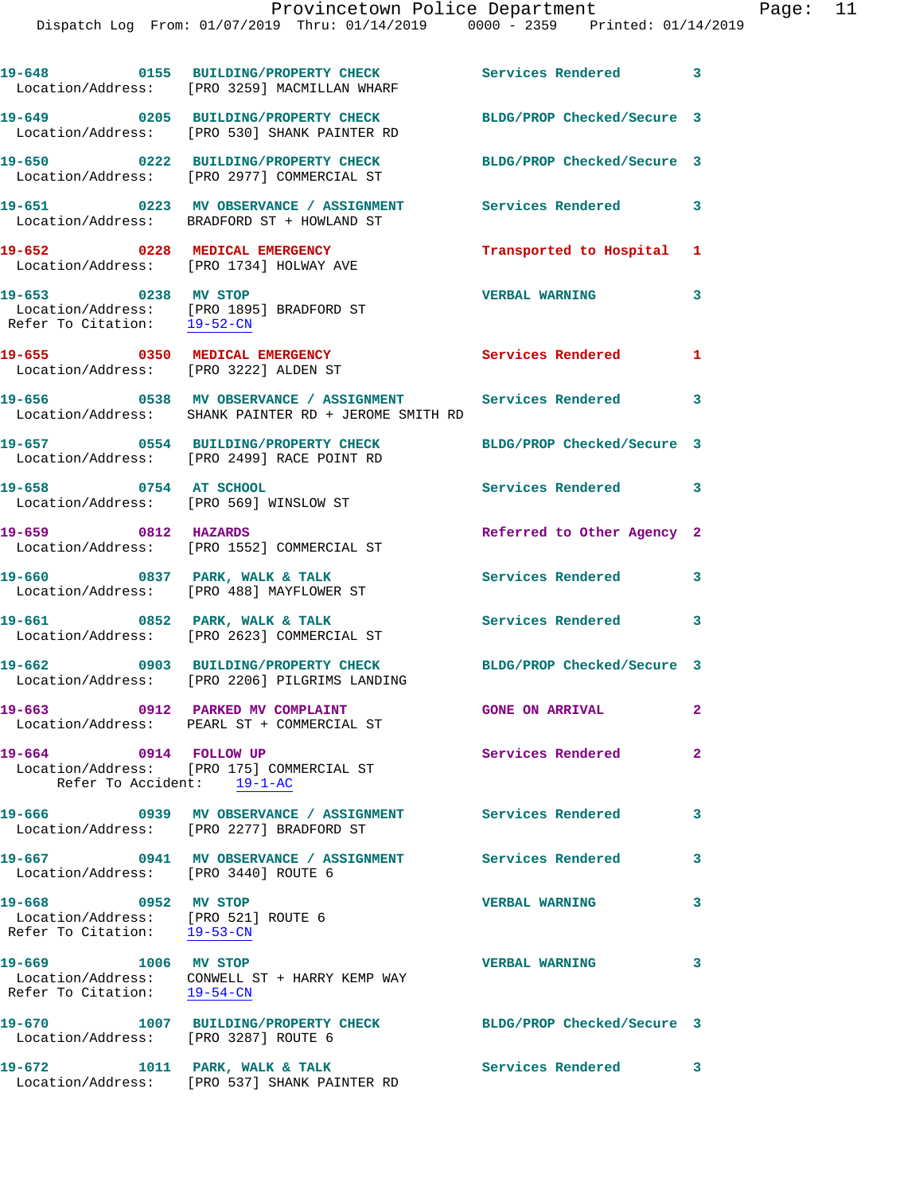19-648 0155 BUILDING/PROPERTY CHECK Services Rendered 3
Location/Address: [PRO 3259] MACMILLAN WHARF

19-649 0205 BUILDING/PROPERTY CHECK BLDG/PROP Checked/Secure 3
Location/Address: [PRO 530] SHANK PAINTER RD

19-650 0222 BUILDING/PROPERTY CHECK BLDG/PROP Checked/Secure 3
Location/Address: [PRO 2977] COMMERCIAL ST

19-651 0223 MV OBSERVANCE / ASSIGNMENT Services Rendered 3
Location/Address: BRADFORD ST + HOWLAND ST

19-652 0228 MEDICAL EMERGENCY Transported to Hospital 1
Location/Address: [PRO 1734] HOLWAY AVE

19-653 0238 MV STOP VERBAL WARNING 3
Location/Address: [PRO 1895] BRADFORD ST
Refer To Citation: 19-52-CN

19-655 0350 MEDICAL EMERGENCY Services Rendered 1
Location/Address: [PRO 3222] ALDEN ST

19-656 0538 MV OBSERVANCE / ASSIGNMENT Services Rendered 3
Location/Address: SHANK PAINTER RD + JEROME SMITH RD

19-657 0554 BUILDING/PROPERTY CHECK BLDG/PROP Checked/Secure 3
Location/Address: [PRO 2499] RACE POINT RD

19-658 0754 AT SCHOOL Services Rendered 3
Location/Address: [PRO 569] WINSLOW ST

19-659 0812 HAZARDS Referred to Other Agency 2
Location/Address: [PRO 1552] COMMERCIAL ST

19-660 0837 PARK, WALK & TALK Services Rendered 3
Location/Address: [PRO 488] MAYFLOWER ST

19-661 0852 PARK, WALK & TALK Services Rendered 3
Location/Address: [PRO 2623] COMMERCIAL ST

19-662 0903 BUILDING/PROPERTY CHECK BLDG/PROP Checked/Secure 3
Location/Address: [PRO 2206] PILGRIMS LANDING

19-663 0912 PARKED MV COMPLAINT GONE ON ARRIVAL 2
Location/Address: PEARL ST + COMMERCIAL ST

19-664 0914 FOLLOW UP Services Rendered 2
Location/Address: [PRO 175] COMMERCIAL ST
Refer To Accident: 19-1-AC

19-666 0939 MV OBSERVANCE / ASSIGNMENT Services Rendered 3
Location/Address: [PRO 2277] BRADFORD ST

19-667 0941 MV OBSERVANCE / ASSIGNMENT Services Rendered 3
Location/Address: [PRO 3440] ROUTE 6

19-668 0952 MV STOP VERBAL WARNING 3
Location/Address: [PRO 521] ROUTE 6
Refer To Citation: 19-53-CN

19-669 1006 MV STOP VERBAL WARNING 3
Location/Address: CONWELL ST + HARRY KEMP WAY
Refer To Citation: 19-54-CN

19-670 1007 BUILDING/PROPERTY CHECK BLDG/PROP Checked/Secure 3
Location/Address: [PRO 3287] ROUTE 6

19-672 1011 PARK, WALK & TALK Services Rendered 3
Location/Address: [PRO 537] SHANK PAINTER RD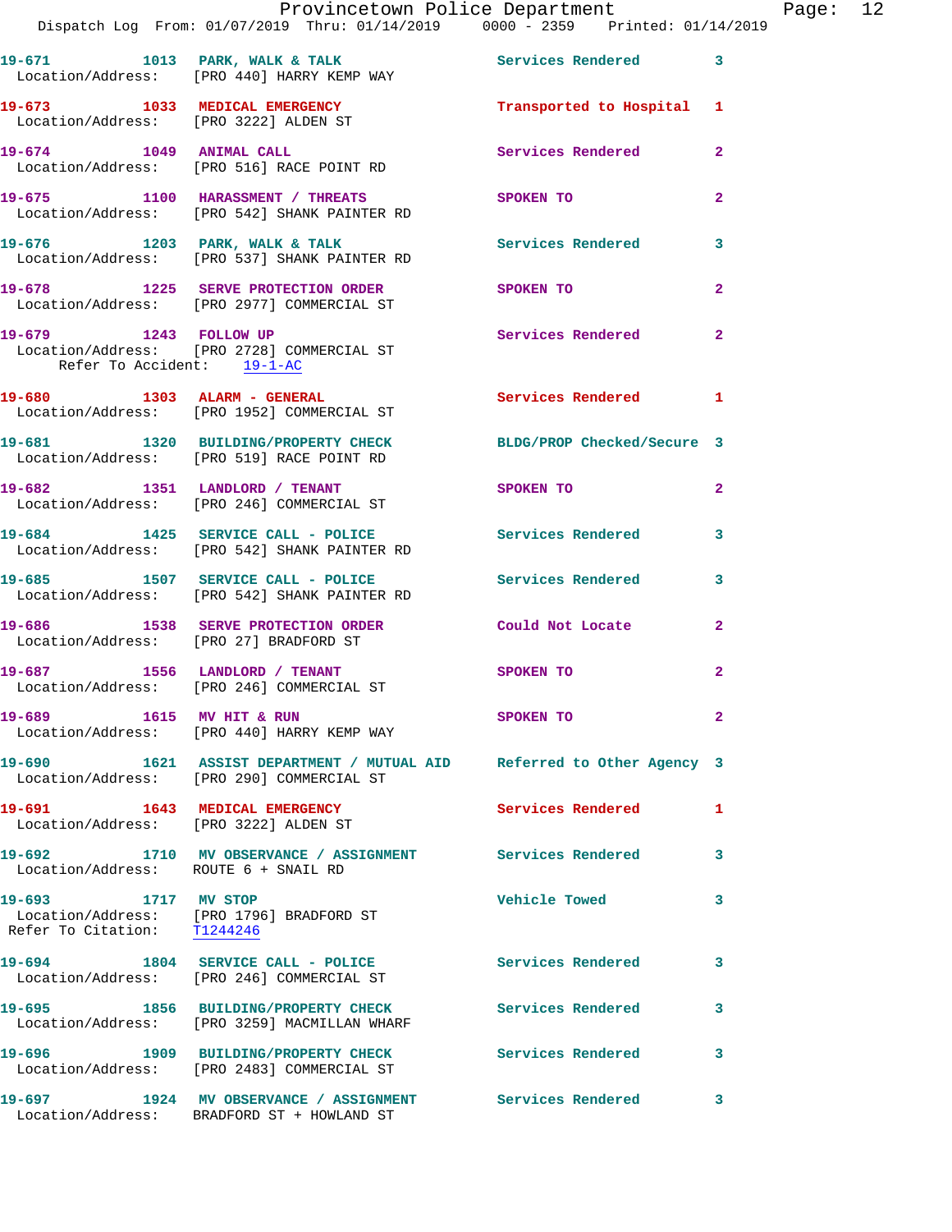| Call # | Time | Call Reason | Action | Priority |
|---|---|---|---|---|
| 19-671 | 1013 | PARK, WALK & TALK | Services Rendered | 3 |
| Location/Address: | | [PRO 440] HARRY KEMP WAY | | |
| 19-673 | 1033 | MEDICAL EMERGENCY | Transported to Hospital | 1 |
| Location/Address: | | [PRO 3222] ALDEN ST | | |
| 19-674 | 1049 | ANIMAL CALL | Services Rendered | 2 |
| Location/Address: | | [PRO 516] RACE POINT RD | | |
| 19-675 | 1100 | HARASSMENT / THREATS | SPOKEN TO | 2 |
| Location/Address: | | [PRO 542] SHANK PAINTER RD | | |
| 19-676 | 1203 | PARK, WALK & TALK | Services Rendered | 3 |
| Location/Address: | | [PRO 537] SHANK PAINTER RD | | |
| 19-678 | 1225 | SERVE PROTECTION ORDER | SPOKEN TO | 2 |
| Location/Address: | | [PRO 2977] COMMERCIAL ST | | |
| 19-679 | 1243 | FOLLOW UP | Services Rendered | 2 |
| Location/Address: | | [PRO 2728] COMMERCIAL ST | | |
| Refer To Accident: | | 19-1-AC | | |
| 19-680 | 1303 | ALARM - GENERAL | Services Rendered | 1 |
| Location/Address: | | [PRO 1952] COMMERCIAL ST | | |
| 19-681 | 1320 | BUILDING/PROPERTY CHECK | BLDG/PROP Checked/Secure | 3 |
| Location/Address: | | [PRO 519] RACE POINT RD | | |
| 19-682 | 1351 | LANDLORD / TENANT | SPOKEN TO | 2 |
| Location/Address: | | [PRO 246] COMMERCIAL ST | | |
| 19-684 | 1425 | SERVICE CALL - POLICE | Services Rendered | 3 |
| Location/Address: | | [PRO 542] SHANK PAINTER RD | | |
| 19-685 | 1507 | SERVICE CALL - POLICE | Services Rendered | 3 |
| Location/Address: | | [PRO 542] SHANK PAINTER RD | | |
| 19-686 | 1538 | SERVE PROTECTION ORDER | Could Not Locate | 2 |
| Location/Address: | | [PRO 27] BRADFORD ST | | |
| 19-687 | 1556 | LANDLORD / TENANT | SPOKEN TO | 2 |
| Location/Address: | | [PRO 246] COMMERCIAL ST | | |
| 19-689 | 1615 | MV HIT & RUN | SPOKEN TO | 2 |
| Location/Address: | | [PRO 440] HARRY KEMP WAY | | |
| 19-690 | 1621 | ASSIST DEPARTMENT / MUTUAL AID | Referred to Other Agency | 3 |
| Location/Address: | | [PRO 290] COMMERCIAL ST | | |
| 19-691 | 1643 | MEDICAL EMERGENCY | Services Rendered | 1 |
| Location/Address: | | [PRO 3222] ALDEN ST | | |
| 19-692 | 1710 | MV OBSERVANCE / ASSIGNMENT | Services Rendered | 3 |
| Location/Address: | | ROUTE 6 + SNAIL RD | | |
| 19-693 | 1717 | MV STOP | Vehicle Towed | 3 |
| Location/Address: | | [PRO 1796] BRADFORD ST | | |
| Refer To Citation: | | T1244246 | | |
| 19-694 | 1804 | SERVICE CALL - POLICE | Services Rendered | 3 |
| Location/Address: | | [PRO 246] COMMERCIAL ST | | |
| 19-695 | 1856 | BUILDING/PROPERTY CHECK | Services Rendered | 3 |
| Location/Address: | | [PRO 3259] MACMILLAN WHARF | | |
| 19-696 | 1909 | BUILDING/PROPERTY CHECK | Services Rendered | 3 |
| Location/Address: | | [PRO 2483] COMMERCIAL ST | | |
| 19-697 | 1924 | MV OBSERVANCE / ASSIGNMENT | Services Rendered | 3 |
| Location/Address: | | BRADFORD ST + HOWLAND ST | | |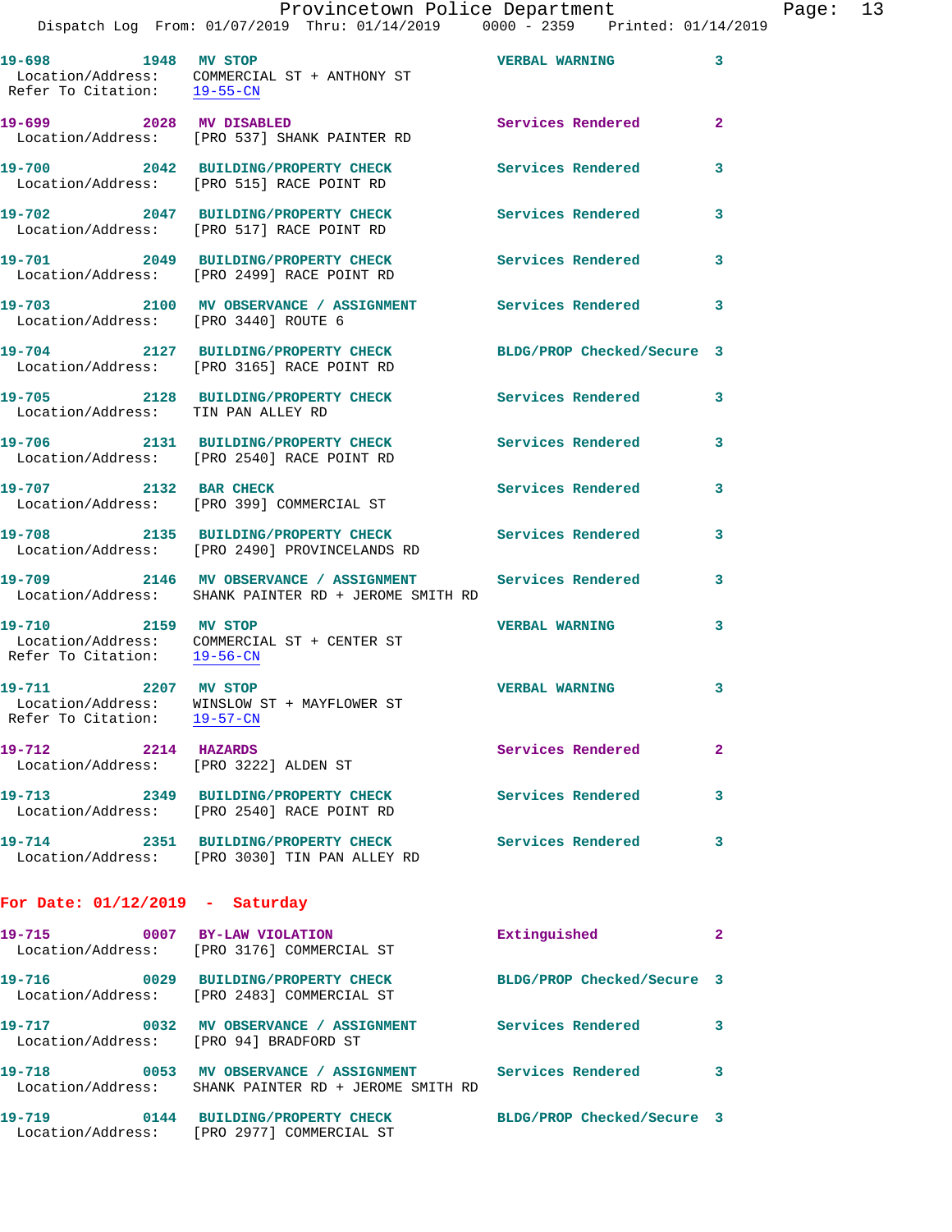19-698 1948 MV STOP VERBAL WARNING 3
Location/Address: COMMERCIAL ST + ANTHONY ST
Refer To Citation: 19-55-CN

19-699 2028 MV DISABLED Services Rendered 2
Location/Address: [PRO 537] SHANK PAINTER RD

19-700 2042 BUILDING/PROPERTY CHECK Services Rendered 3
Location/Address: [PRO 515] RACE POINT RD

19-702 2047 BUILDING/PROPERTY CHECK Services Rendered 3
Location/Address: [PRO 517] RACE POINT RD

19-701 2049 BUILDING/PROPERTY CHECK Services Rendered 3
Location/Address: [PRO 2499] RACE POINT RD

19-703 2100 MV OBSERVANCE / ASSIGNMENT Services Rendered 3
Location/Address: [PRO 3440] ROUTE 6

19-704 2127 BUILDING/PROPERTY CHECK BLDG/PROP Checked/Secure 3
Location/Address: [PRO 3165] RACE POINT RD

19-705 2128 BUILDING/PROPERTY CHECK Services Rendered 3
Location/Address: TIN PAN ALLEY RD

19-706 2131 BUILDING/PROPERTY CHECK Services Rendered 3
Location/Address: [PRO 2540] RACE POINT RD

19-707 2132 BAR CHECK Services Rendered 3
Location/Address: [PRO 399] COMMERCIAL ST

19-708 2135 BUILDING/PROPERTY CHECK Services Rendered 3
Location/Address: [PRO 2490] PROVINCELANDS RD

19-709 2146 MV OBSERVANCE / ASSIGNMENT Services Rendered 3
Location/Address: SHANK PAINTER RD + JEROME SMITH RD

19-710 2159 MV STOP VERBAL WARNING 3
Location/Address: COMMERCIAL ST + CENTER ST
Refer To Citation: 19-56-CN

19-711 2207 MV STOP VERBAL WARNING 3
Location/Address: WINSLOW ST + MAYFLOWER ST
Refer To Citation: 19-57-CN

19-712 2214 HAZARDS Services Rendered 2
Location/Address: [PRO 3222] ALDEN ST

19-713 2349 BUILDING/PROPERTY CHECK Services Rendered 3
Location/Address: [PRO 2540] RACE POINT RD

19-714 2351 BUILDING/PROPERTY CHECK Services Rendered 3
Location/Address: [PRO 3030] TIN PAN ALLEY RD

**For Date: 01/12/2019 - Saturday**

19-715 0007 BY-LAW VIOLATION Extinguished 2
Location/Address: [PRO 3176] COMMERCIAL ST

19-716 0029 BUILDING/PROPERTY CHECK BLDG/PROP Checked/Secure 3
Location/Address: [PRO 2483] COMMERCIAL ST

19-717 0032 MV OBSERVANCE / ASSIGNMENT Services Rendered 3
Location/Address: [PRO 94] BRADFORD ST

19-718 0053 MV OBSERVANCE / ASSIGNMENT Services Rendered 3
Location/Address: SHANK PAINTER RD + JEROME SMITH RD

19-719 0144 BUILDING/PROPERTY CHECK BLDG/PROP Checked/Secure 3
Location/Address: [PRO 2977] COMMERCIAL ST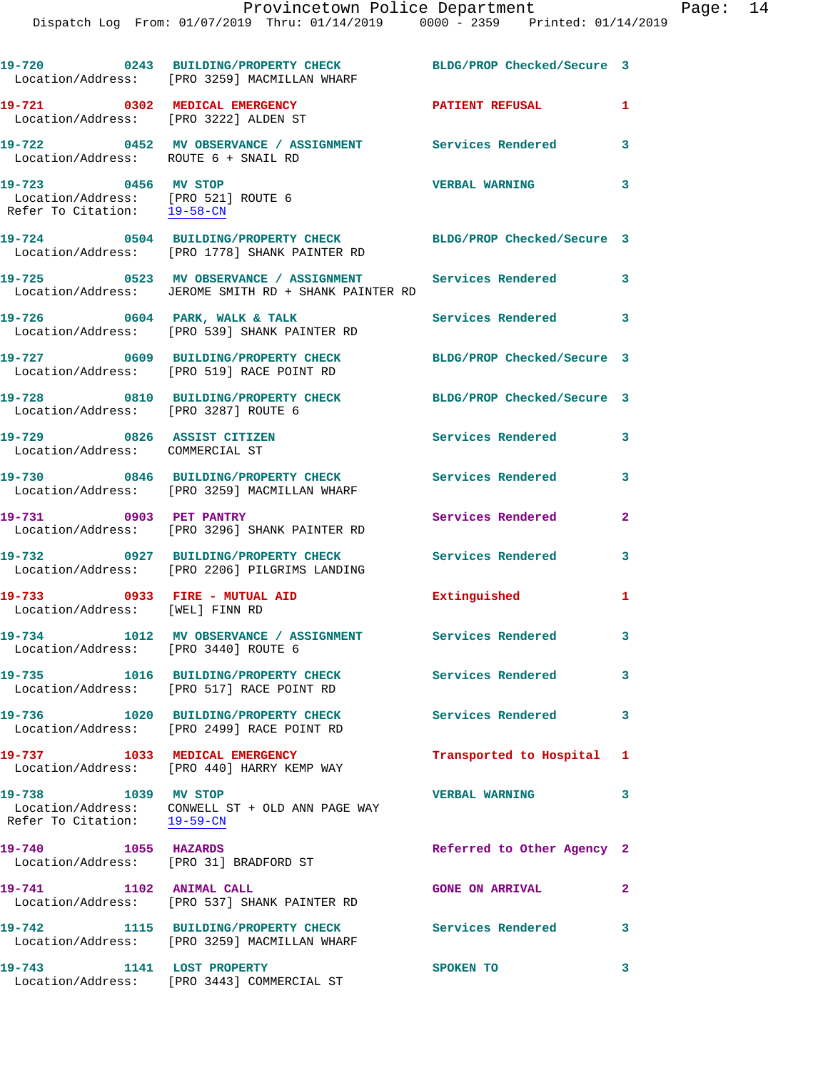19-720 0243 BUILDING/PROPERTY CHECK BLDG/PROP Checked/Secure 3
Location/Address: [PRO 3259] MACMILLAN WHARF

19-721 0302 MEDICAL EMERGENCY PATIENT REFUSAL 1
Location/Address: [PRO 3222] ALDEN ST

19-722 0452 MV OBSERVANCE / ASSIGNMENT Services Rendered 3
Location/Address: ROUTE 6 + SNAIL RD

19-723 0456 MV STOP VERBAL WARNING 3
Location/Address: [PRO 521] ROUTE 6
Refer To Citation: 19-58-CN

19-724 0504 BUILDING/PROPERTY CHECK BLDG/PROP Checked/Secure 3
Location/Address: [PRO 1778] SHANK PAINTER RD

19-725 0523 MV OBSERVANCE / ASSIGNMENT Services Rendered 3
Location/Address: JEROME SMITH RD + SHANK PAINTER RD

19-726 0604 PARK, WALK & TALK Services Rendered 3
Location/Address: [PRO 539] SHANK PAINTER RD

19-727 0609 BUILDING/PROPERTY CHECK BLDG/PROP Checked/Secure 3
Location/Address: [PRO 519] RACE POINT RD

19-728 0810 BUILDING/PROPERTY CHECK BLDG/PROP Checked/Secure 3
Location/Address: [PRO 3287] ROUTE 6

19-729 0826 ASSIST CITIZEN Services Rendered 3
Location/Address: COMMERCIAL ST

19-730 0846 BUILDING/PROPERTY CHECK Services Rendered 3
Location/Address: [PRO 3259] MACMILLAN WHARF

19-731 0903 PET PANTRY Services Rendered 2
Location/Address: [PRO 3296] SHANK PAINTER RD

19-732 0927 BUILDING/PROPERTY CHECK Services Rendered 3
Location/Address: [PRO 2206] PILGRIMS LANDING

19-733 0933 FIRE - MUTUAL AID Extinguished 1
Location/Address: [WEL] FINN RD

19-734 1012 MV OBSERVANCE / ASSIGNMENT Services Rendered 3
Location/Address: [PRO 3440] ROUTE 6

19-735 1016 BUILDING/PROPERTY CHECK Services Rendered 3
Location/Address: [PRO 517] RACE POINT RD

19-736 1020 BUILDING/PROPERTY CHECK Services Rendered 3
Location/Address: [PRO 2499] RACE POINT RD

19-737 1033 MEDICAL EMERGENCY Transported to Hospital 1
Location/Address: [PRO 440] HARRY KEMP WAY

19-738 1039 MV STOP VERBAL WARNING 3
Location/Address: CONWELL ST + OLD ANN PAGE WAY
Refer To Citation: 19-59-CN

19-740 1055 HAZARDS Referred to Other Agency 2
Location/Address: [PRO 31] BRADFORD ST

19-741 1102 ANIMAL CALL GONE ON ARRIVAL 2
Location/Address: [PRO 537] SHANK PAINTER RD

19-742 1115 BUILDING/PROPERTY CHECK Services Rendered 3
Location/Address: [PRO 3259] MACMILLAN WHARF

19-743 1141 LOST PROPERTY SPOKEN TO 3
Location/Address: [PRO 3443] COMMERCIAL ST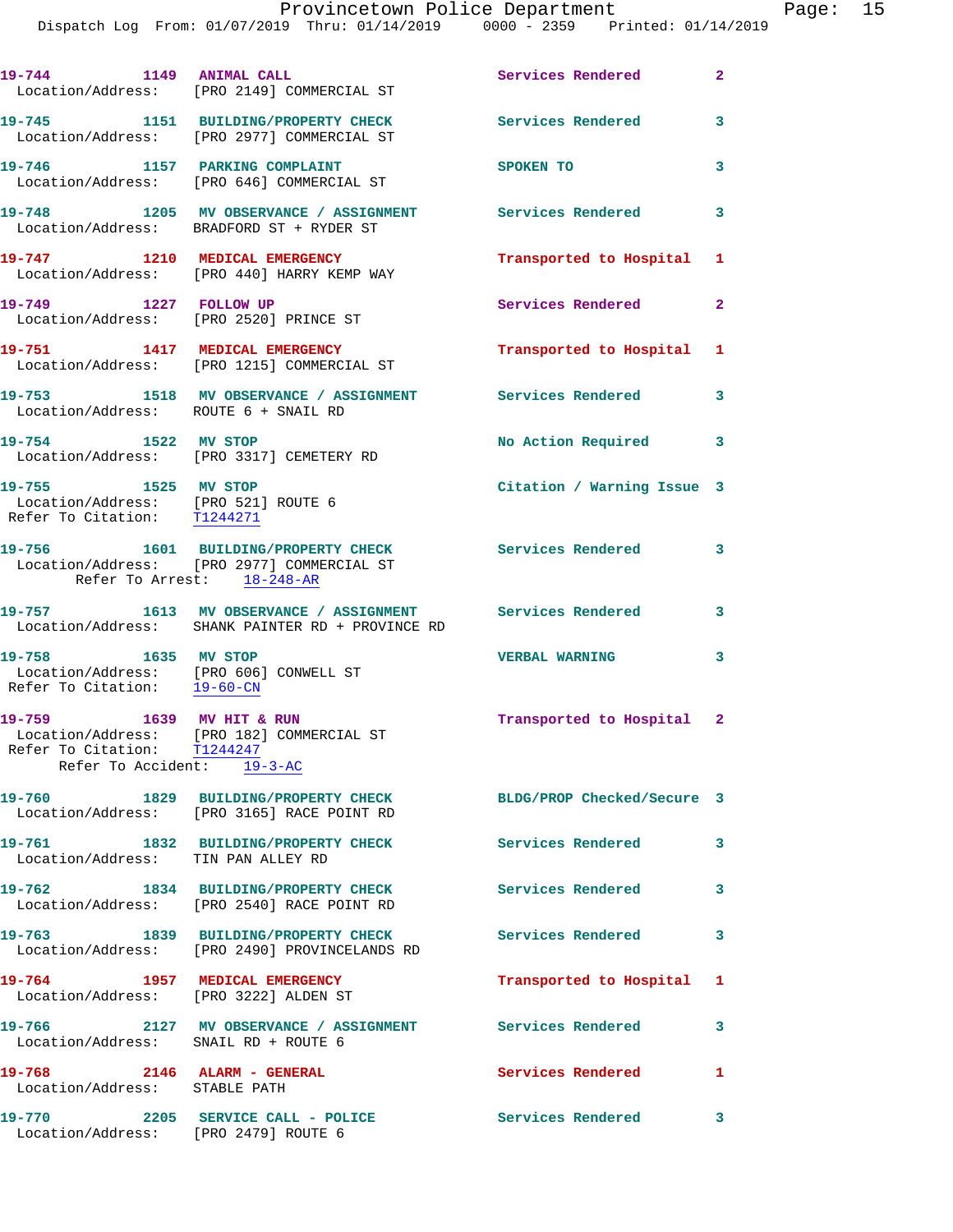19-744 1149 ANIMAL CALL Services Rendered 2
Location/Address: [PRO 2149] COMMERCIAL ST

19-745 1151 BUILDING/PROPERTY CHECK Services Rendered 3
Location/Address: [PRO 2977] COMMERCIAL ST

19-746 1157 PARKING COMPLAINT SPOKEN TO 3
Location/Address: [PRO 646] COMMERCIAL ST

19-748 1205 MV OBSERVANCE / ASSIGNMENT Services Rendered 3
Location/Address: BRADFORD ST + RYDER ST

19-747 1210 MEDICAL EMERGENCY Transported to Hospital 1
Location/Address: [PRO 440] HARRY KEMP WAY

19-749 1227 FOLLOW UP Services Rendered 2
Location/Address: [PRO 2520] PRINCE ST

19-751 1417 MEDICAL EMERGENCY Transported to Hospital 1
Location/Address: [PRO 1215] COMMERCIAL ST

19-753 1518 MV OBSERVANCE / ASSIGNMENT Services Rendered 3
Location/Address: ROUTE 6 + SNAIL RD

19-754 1522 MV STOP No Action Required 3
Location/Address: [PRO 3317] CEMETERY RD

19-755 1525 MV STOP Citation / Warning Issue 3
Location/Address: [PRO 521] ROUTE 6
Refer To Citation: T1244271

19-756 1601 BUILDING/PROPERTY CHECK Services Rendered 3
Location/Address: [PRO 2977] COMMERCIAL ST
Refer To Arrest: 18-248-AR

19-757 1613 MV OBSERVANCE / ASSIGNMENT Services Rendered 3
Location/Address: SHANK PAINTER RD + PROVINCE RD

19-758 1635 MV STOP VERBAL WARNING 3
Location/Address: [PRO 606] CONWELL ST
Refer To Citation: 19-60-CN

19-759 1639 MV HIT & RUN Transported to Hospital 2
Location/Address: [PRO 182] COMMERCIAL ST
Refer To Citation: T1244247
Refer To Accident: 19-3-AC

19-760 1829 BUILDING/PROPERTY CHECK BLDG/PROP Checked/Secure 3
Location/Address: [PRO 3165] RACE POINT RD

19-761 1832 BUILDING/PROPERTY CHECK Services Rendered 3
Location/Address: TIN PAN ALLEY RD

19-762 1834 BUILDING/PROPERTY CHECK Services Rendered 3
Location/Address: [PRO 2540] RACE POINT RD

19-763 1839 BUILDING/PROPERTY CHECK Services Rendered 3
Location/Address: [PRO 2490] PROVINCELANDS RD

19-764 1957 MEDICAL EMERGENCY Transported to Hospital 1
Location/Address: [PRO 3222] ALDEN ST

19-766 2127 MV OBSERVANCE / ASSIGNMENT Services Rendered 3
Location/Address: SNAIL RD + ROUTE 6

19-768 2146 ALARM - GENERAL Services Rendered 1
Location/Address: STABLE PATH

19-770 2205 SERVICE CALL - POLICE Services Rendered 3
Location/Address: [PRO 2479] ROUTE 6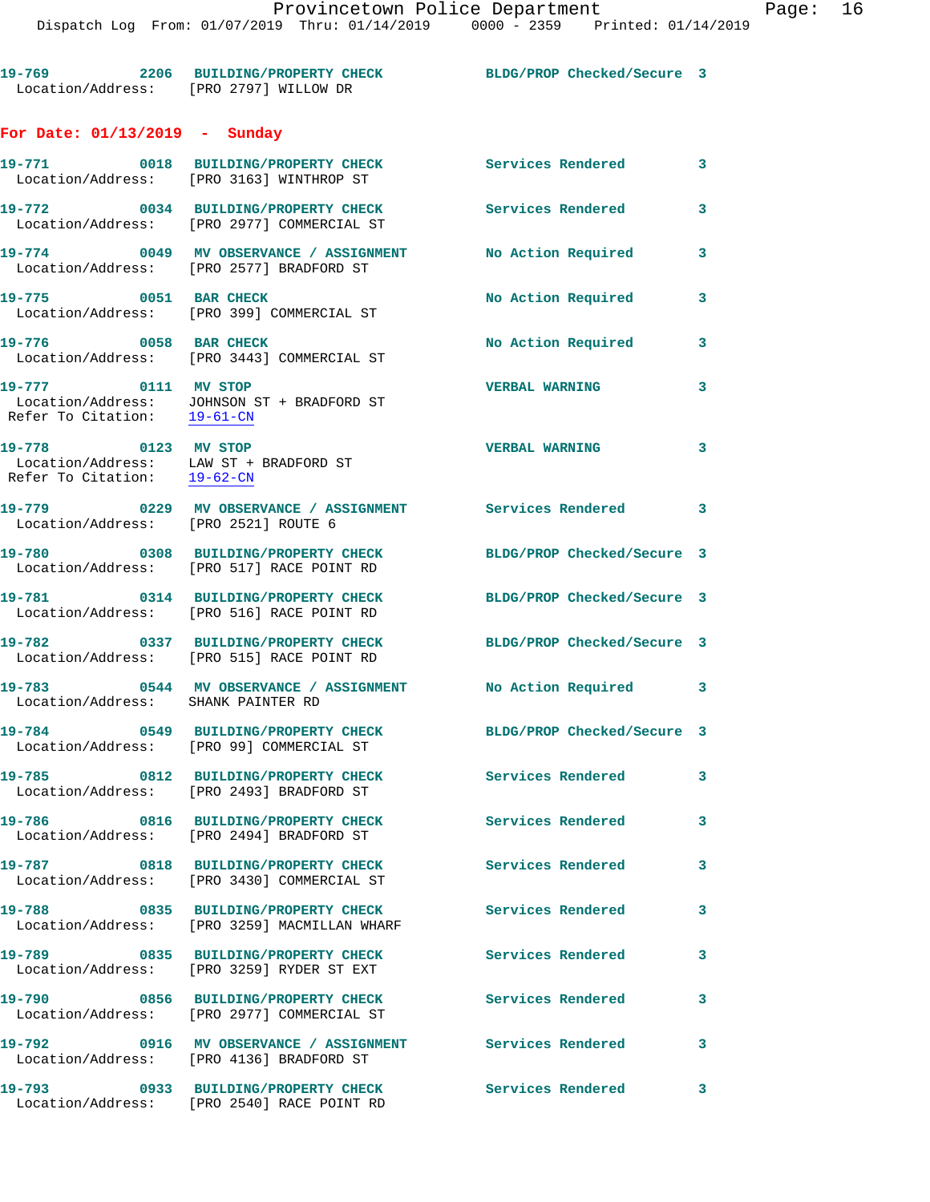19-769 2206 BUILDING/PROPERTY CHECK BLDG/PROP Checked/Secure 3
Location/Address: [PRO 2797] WILLOW DR

**For Date: 01/13/2019 - Sunday**

19-771 0018 BUILDING/PROPERTY CHECK Services Rendered 3
Location/Address: [PRO 3163] WINTHROP ST

19-772 0034 BUILDING/PROPERTY CHECK Services Rendered 3
Location/Address: [PRO 2977] COMMERCIAL ST

19-774 0049 MV OBSERVANCE / ASSIGNMENT No Action Required 3
Location/Address: [PRO 2577] BRADFORD ST

19-775 0051 BAR CHECK No Action Required 3
Location/Address: [PRO 399] COMMERCIAL ST

19-776 0058 BAR CHECK No Action Required 3
Location/Address: [PRO 3443] COMMERCIAL ST

19-777 0111 MV STOP VERBAL WARNING 3
Location/Address: JOHNSON ST + BRADFORD ST
Refer To Citation: 19-61-CN

19-778 0123 MV STOP VERBAL WARNING 3
Location/Address: LAW ST + BRADFORD ST
Refer To Citation: 19-62-CN

19-779 0229 MV OBSERVANCE / ASSIGNMENT Services Rendered 3
Location/Address: [PRO 2521] ROUTE 6

19-780 0308 BUILDING/PROPERTY CHECK BLDG/PROP Checked/Secure 3
Location/Address: [PRO 517] RACE POINT RD

19-781 0314 BUILDING/PROPERTY CHECK BLDG/PROP Checked/Secure 3
Location/Address: [PRO 516] RACE POINT RD

19-782 0337 BUILDING/PROPERTY CHECK BLDG/PROP Checked/Secure 3
Location/Address: [PRO 515] RACE POINT RD

19-783 0544 MV OBSERVANCE / ASSIGNMENT No Action Required 3
Location/Address: SHANK PAINTER RD

19-784 0549 BUILDING/PROPERTY CHECK BLDG/PROP Checked/Secure 3
Location/Address: [PRO 99] COMMERCIAL ST

19-785 0812 BUILDING/PROPERTY CHECK Services Rendered 3
Location/Address: [PRO 2493] BRADFORD ST

19-786 0816 BUILDING/PROPERTY CHECK Services Rendered 3
Location/Address: [PRO 2494] BRADFORD ST

19-787 0818 BUILDING/PROPERTY CHECK Services Rendered 3
Location/Address: [PRO 3430] COMMERCIAL ST

19-788 0835 BUILDING/PROPERTY CHECK Services Rendered 3
Location/Address: [PRO 3259] MACMILLAN WHARF

19-789 0835 BUILDING/PROPERTY CHECK Services Rendered 3
Location/Address: [PRO 3259] RYDER ST EXT

19-790 0856 BUILDING/PROPERTY CHECK Services Rendered 3
Location/Address: [PRO 2977] COMMERCIAL ST

19-792 0916 MV OBSERVANCE / ASSIGNMENT Services Rendered 3
Location/Address: [PRO 4136] BRADFORD ST

19-793 0933 BUILDING/PROPERTY CHECK Services Rendered 3
Location/Address: [PRO 2540] RACE POINT RD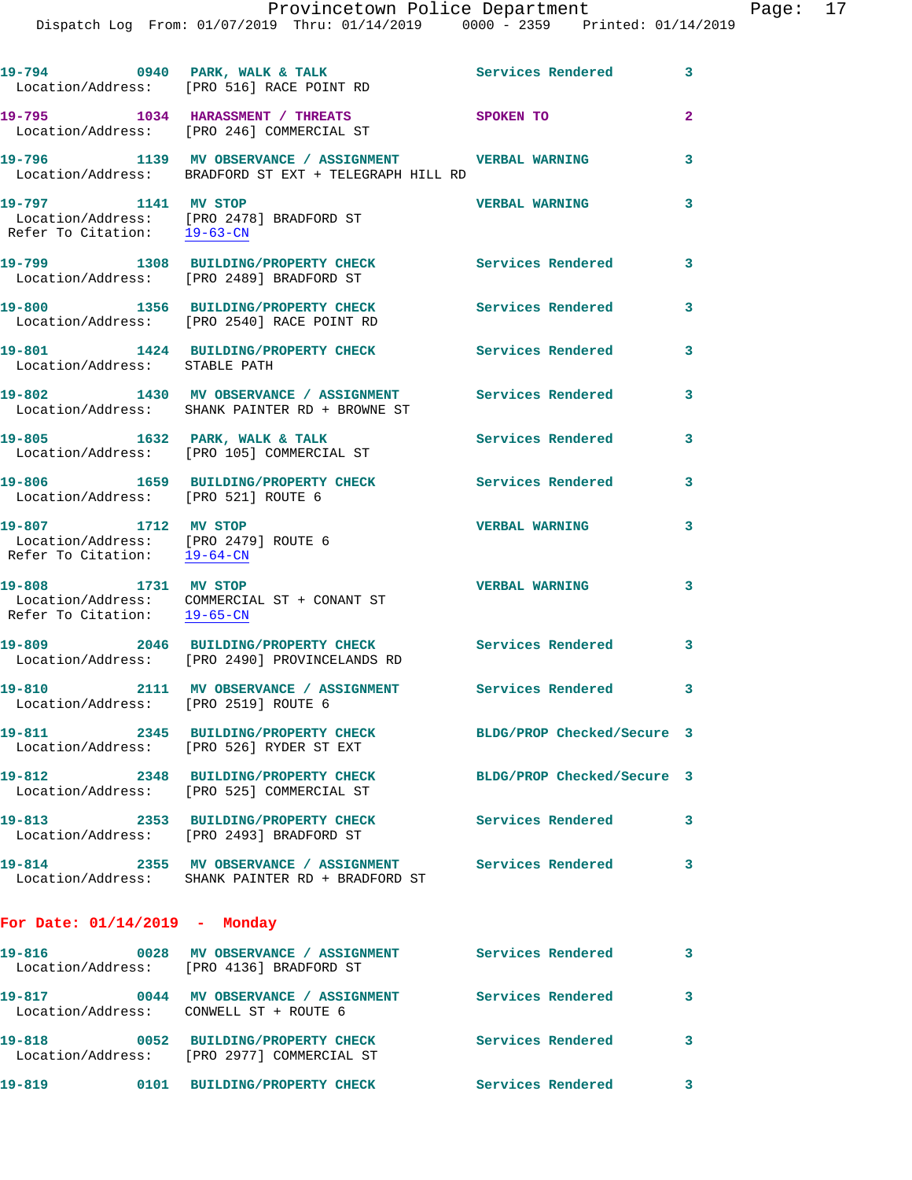19-794 0940 PARK, WALK & TALK Services Rendered 3
Location/Address: [PRO 516] RACE POINT RD

19-795 1034 HARASSMENT / THREATS SPOKEN TO 2
Location/Address: [PRO 246] COMMERCIAL ST

19-796 1139 MV OBSERVANCE / ASSIGNMENT VERBAL WARNING 3
Location/Address: BRADFORD ST EXT + TELEGRAPH HILL RD

19-797 1141 MV STOP VERBAL WARNING 3
Location/Address: [PRO 2478] BRADFORD ST
Refer To Citation: 19-63-CN

19-799 1308 BUILDING/PROPERTY CHECK Services Rendered 3
Location/Address: [PRO 2489] BRADFORD ST

19-800 1356 BUILDING/PROPERTY CHECK Services Rendered 3
Location/Address: [PRO 2540] RACE POINT RD

19-801 1424 BUILDING/PROPERTY CHECK Services Rendered 3
Location/Address: STABLE PATH

19-802 1430 MV OBSERVANCE / ASSIGNMENT Services Rendered 3
Location/Address: SHANK PAINTER RD + BROWNE ST

19-805 1632 PARK, WALK & TALK Services Rendered 3
Location/Address: [PRO 105] COMMERCIAL ST

19-806 1659 BUILDING/PROPERTY CHECK Services Rendered 3
Location/Address: [PRO 521] ROUTE 6

19-807 1712 MV STOP VERBAL WARNING 3
Location/Address: [PRO 2479] ROUTE 6
Refer To Citation: 19-64-CN

19-808 1731 MV STOP VERBAL WARNING 3
Location/Address: COMMERCIAL ST + CONANT ST
Refer To Citation: 19-65-CN

19-809 2046 BUILDING/PROPERTY CHECK Services Rendered 3
Location/Address: [PRO 2490] PROVINCELANDS RD

19-810 2111 MV OBSERVANCE / ASSIGNMENT Services Rendered 3
Location/Address: [PRO 2519] ROUTE 6

19-811 2345 BUILDING/PROPERTY CHECK BLDG/PROP Checked/Secure 3
Location/Address: [PRO 526] RYDER ST EXT

19-812 2348 BUILDING/PROPERTY CHECK BLDG/PROP Checked/Secure 3
Location/Address: [PRO 525] COMMERCIAL ST

19-813 2353 BUILDING/PROPERTY CHECK Services Rendered 3
Location/Address: [PRO 2493] BRADFORD ST

19-814 2355 MV OBSERVANCE / ASSIGNMENT Services Rendered 3
Location/Address: SHANK PAINTER RD + BRADFORD ST

**For Date: 01/14/2019 - Monday**

19-816 0028 MV OBSERVANCE / ASSIGNMENT Services Rendered 3
Location/Address: [PRO 4136] BRADFORD ST

19-817 0044 MV OBSERVANCE / ASSIGNMENT Services Rendered 3
Location/Address: CONWELL ST + ROUTE 6

19-818 0052 BUILDING/PROPERTY CHECK Services Rendered 3
Location/Address: [PRO 2977] COMMERCIAL ST

19-819 0101 BUILDING/PROPERTY CHECK Services Rendered 3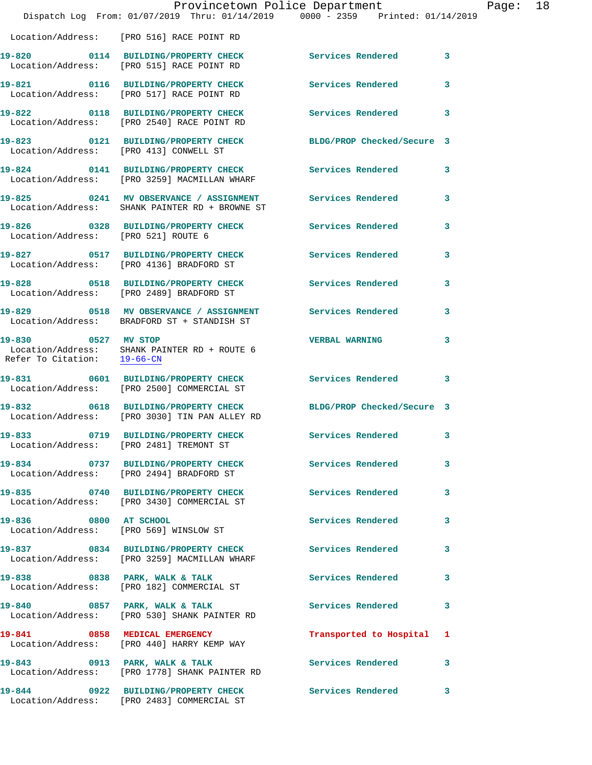Location/Address: [PRO 516] RACE POINT RD

**19-820** 0114 **BUILDING/PROPERTY CHECK** Services Rendered 3
Location/Address: [PRO 515] RACE POINT RD

**19-821** 0116 **BUILDING/PROPERTY CHECK** Services Rendered 3
Location/Address: [PRO 517] RACE POINT RD

**19-822** 0118 **BUILDING/PROPERTY CHECK** Services Rendered 3
Location/Address: [PRO 2540] RACE POINT RD

**19-823** 0121 **BUILDING/PROPERTY CHECK** BLDG/PROP Checked/Secure 3
Location/Address: [PRO 413] CONWELL ST

**19-824** 0141 **BUILDING/PROPERTY CHECK** Services Rendered 3
Location/Address: [PRO 3259] MACMILLAN WHARF

**19-825** 0241 **MV OBSERVANCE / ASSIGNMENT** Services Rendered 3
Location/Address: SHANK PAINTER RD + BROWNE ST

**19-826** 0328 **BUILDING/PROPERTY CHECK** Services Rendered 3
Location/Address: [PRO 521] ROUTE 6

**19-827** 0517 **BUILDING/PROPERTY CHECK** Services Rendered 3
Location/Address: [PRO 4136] BRADFORD ST

**19-828** 0518 **BUILDING/PROPERTY CHECK** Services Rendered 3
Location/Address: [PRO 2489] BRADFORD ST

**19-829** 0518 **MV OBSERVANCE / ASSIGNMENT** Services Rendered 3
Location/Address: BRADFORD ST + STANDISH ST

**19-830** 0527 **MV STOP** VERBAL WARNING 3
Location/Address: SHANK PAINTER RD + ROUTE 6
Refer To Citation: 19-66-CN

**19-831** 0601 **BUILDING/PROPERTY CHECK** Services Rendered 3
Location/Address: [PRO 2500] COMMERCIAL ST

**19-832** 0618 **BUILDING/PROPERTY CHECK** BLDG/PROP Checked/Secure 3
Location/Address: [PRO 3030] TIN PAN ALLEY RD

**19-833** 0719 **BUILDING/PROPERTY CHECK** Services Rendered 3
Location/Address: [PRO 2481] TREMONT ST

**19-834** 0737 **BUILDING/PROPERTY CHECK** Services Rendered 3
Location/Address: [PRO 2494] BRADFORD ST

**19-835** 0740 **BUILDING/PROPERTY CHECK** Services Rendered 3
Location/Address: [PRO 3430] COMMERCIAL ST

**19-836** 0800 **AT SCHOOL** Services Rendered 3
Location/Address: [PRO 569] WINSLOW ST

**19-837** 0834 **BUILDING/PROPERTY CHECK** Services Rendered 3
Location/Address: [PRO 3259] MACMILLAN WHARF

**19-838** 0838 **PARK, WALK & TALK** Services Rendered 3
Location/Address: [PRO 182] COMMERCIAL ST

**19-840** 0857 **PARK, WALK & TALK** Services Rendered 3
Location/Address: [PRO 530] SHANK PAINTER RD

**19-841** 0858 **MEDICAL EMERGENCY** Transported to Hospital 1
Location/Address: [PRO 440] HARRY KEMP WAY

**19-843** 0913 **PARK, WALK & TALK** Services Rendered 3
Location/Address: [PRO 1778] SHANK PAINTER RD

**19-844** 0922 **BUILDING/PROPERTY CHECK** Services Rendered 3
Location/Address: [PRO 2483] COMMERCIAL ST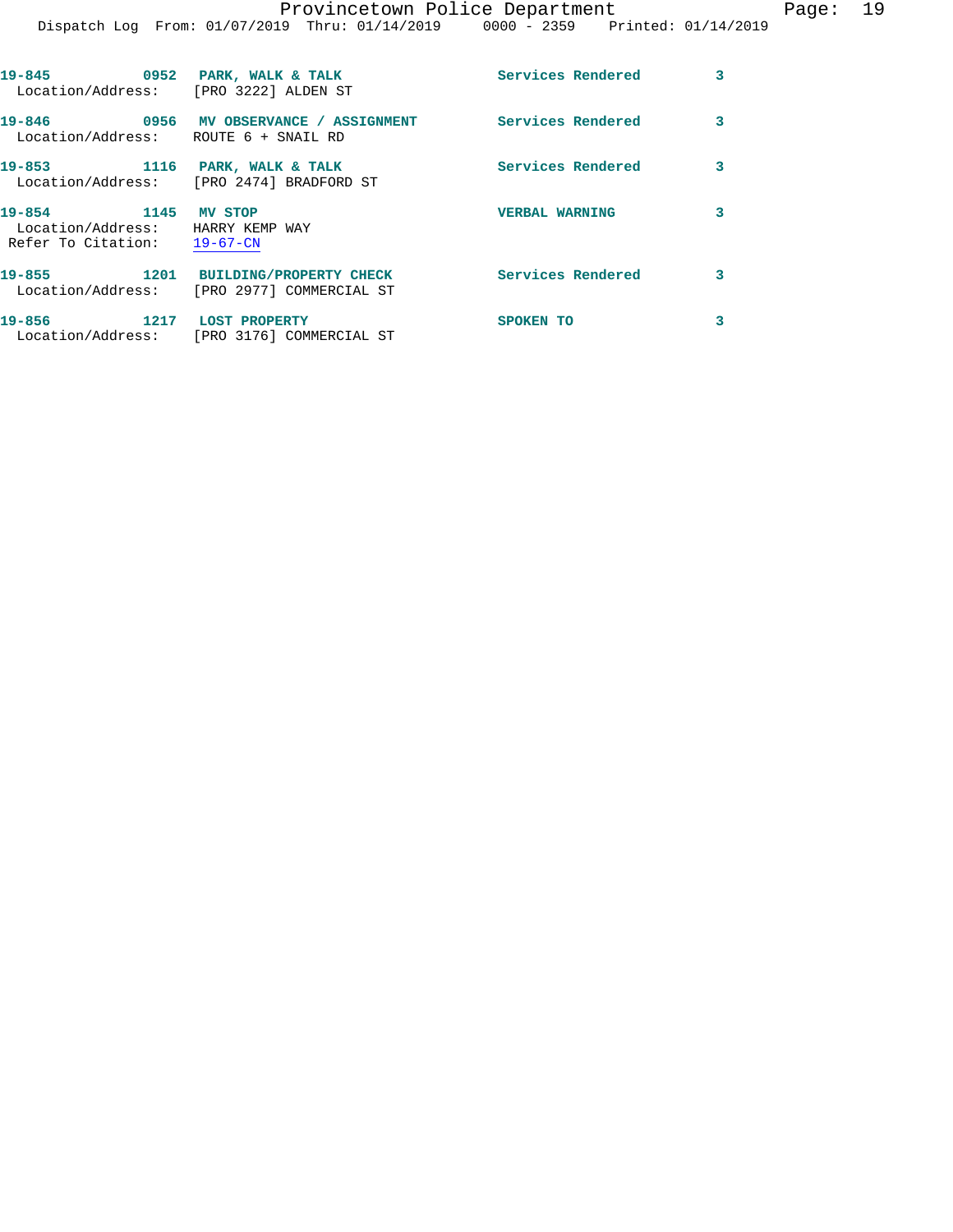**19-845** 0952 **PARK, WALK & TALK** Services Rendered 3
Location/Address: [PRO 3222] ALDEN ST

**19-846** 0956 **MV OBSERVANCE / ASSIGNMENT** Services Rendered 3
Location/Address: ROUTE 6 + SNAIL RD

**19-853** 1116 **PARK, WALK & TALK** Services Rendered 3
Location/Address: [PRO 2474] BRADFORD ST

**19-854** 1145 **MV STOP** VERBAL WARNING 3
Location/Address: HARRY KEMP WAY
Refer To Citation: 19-67-CN

**19-855** 1201 **BUILDING/PROPERTY CHECK** Services Rendered 3
Location/Address: [PRO 2977] COMMERCIAL ST

**19-856** 1217 **LOST PROPERTY** SPOKEN TO 3
Location/Address: [PRO 3176] COMMERCIAL ST